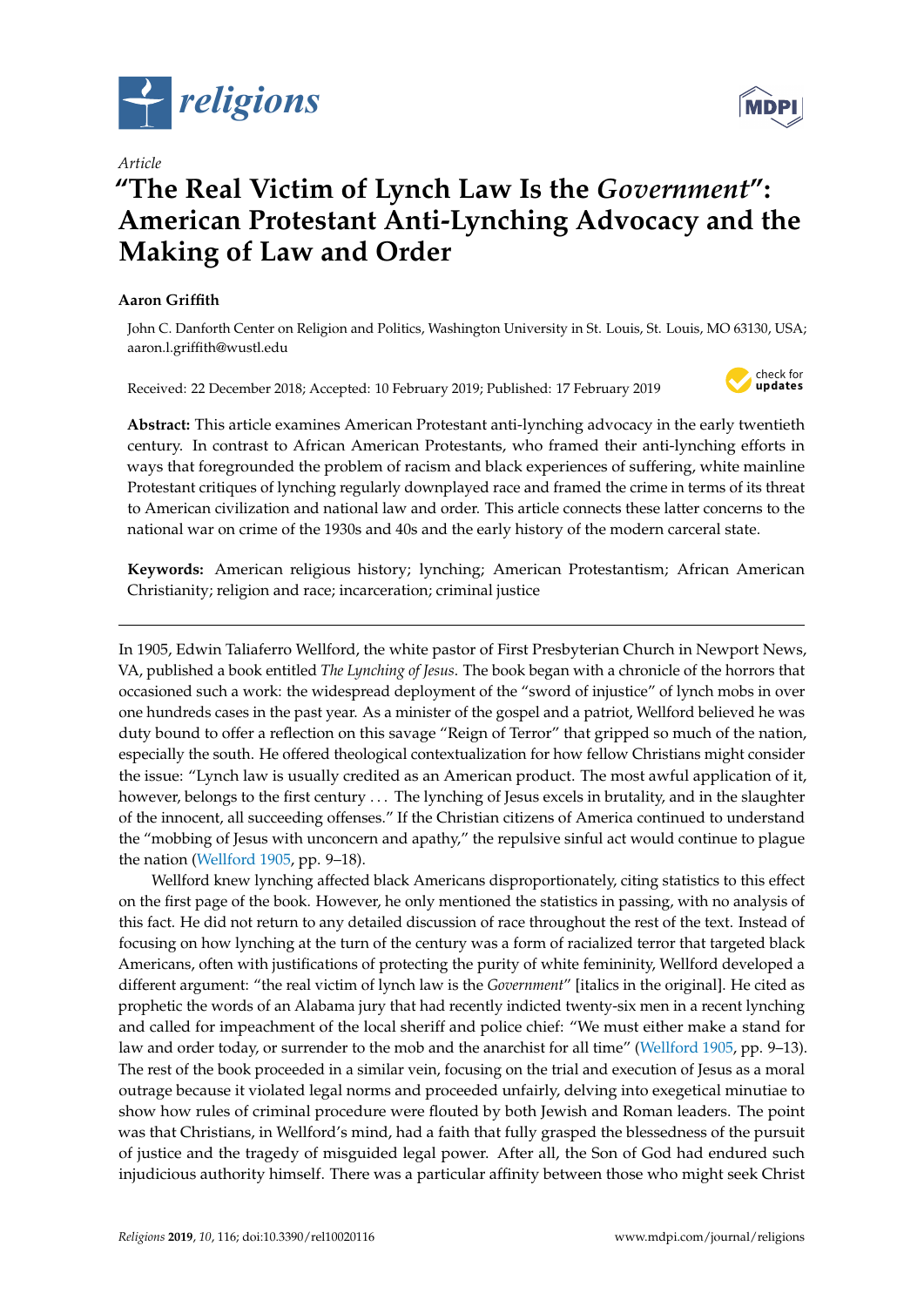*Article*

# "The Real Victim of Lynch Law Is the *Government*": American Protestant Anti-Lynching Advocacy and the Making of Law and Order

**Aaron Griffith**

John C. Danforth Center on Religion and Politics, Washington University in St. Louis, St. Louis, MO 63130, USA; aaron.l.griffith@wustl.edu

Received: 22 December 2018; Accepted: 10 February 2019; Published: 17 February 2019

**Abstract:** This article examines American Protestant anti-lynching advocacy in the early twentieth century. In contrast to African American Protestants, who framed their anti-lynching efforts in ways that foregrounded the problem of racism and black experiences of suffering, white mainline Protestant critiques of lynching regularly downplayed race and framed the crime in terms of its threat to American civilization and national law and order. This article connects these latter concerns to the national war on crime of the 1930s and 40s and the early history of the modern carceral state.

**Keywords:** American religious history; lynching; American Protestantism; African American Christianity; religion and race; incarceration; criminal justice

---

In 1905, Edwin Taliaferro Wellford, the white pastor of First Presbyterian Church in Newport News, VA, published a book entitled *The Lynching of Jesus*. The book began with a chronicle of the horrors that occasioned such a work: the widespread deployment of the "sword of injustice" of lynch mobs in over one hundreds cases in the past year. As a minister of the gospel and a patriot, Wellford believed he was duty bound to offer a reflection on this savage "Reign of Terror" that gripped so much of the nation, especially the south. He offered theological contextualization for how fellow Christians might consider the issue: "Lynch law is usually credited as an American product. The most awful application of it, however, belongs to the first century . . . The lynching of Jesus excels in brutality, and in the slaughter of the innocent, all succeeding offenses." If the Christian citizens of America continued to understand the "mobbing of Jesus with unconcern and apathy," the repulsive sinful act would continue to plague the nation (Wellford 1905, pp. 9–18).

Wellford knew lynching affected black Americans disproportionately, citing statistics to this effect on the first page of the book. However, he only mentioned the statistics in passing, with no analysis of this fact. He did not return to any detailed discussion of race throughout the rest of the text. Instead of focusing on how lynching at the turn of the century was a form of racialized terror that targeted black Americans, often with justifications of protecting the purity of white femininity, Wellford developed a different argument: "the real victim of lynch law is the *Government*" [italics in the original]. He cited as prophetic the words of an Alabama jury that had recently indicted twenty-six men in a recent lynching and called for impeachment of the local sheriff and police chief: "We must either make a stand for law and order today, or surrender to the mob and the anarchist for all time" (Wellford 1905, pp. 9–13). The rest of the book proceeded in a similar vein, focusing on the trial and execution of Jesus as a moral outrage because it violated legal norms and proceeded unfairly, delving into exegetical minutiae to show how rules of criminal procedure were flouted by both Jewish and Roman leaders. The point was that Christians, in Wellford's mind, had a faith that fully grasped the blessedness of the pursuit of justice and the tragedy of misguided legal power. After all, the Son of God had endured such injudicious authority himself. There was a particular affinity between those who might seek Christ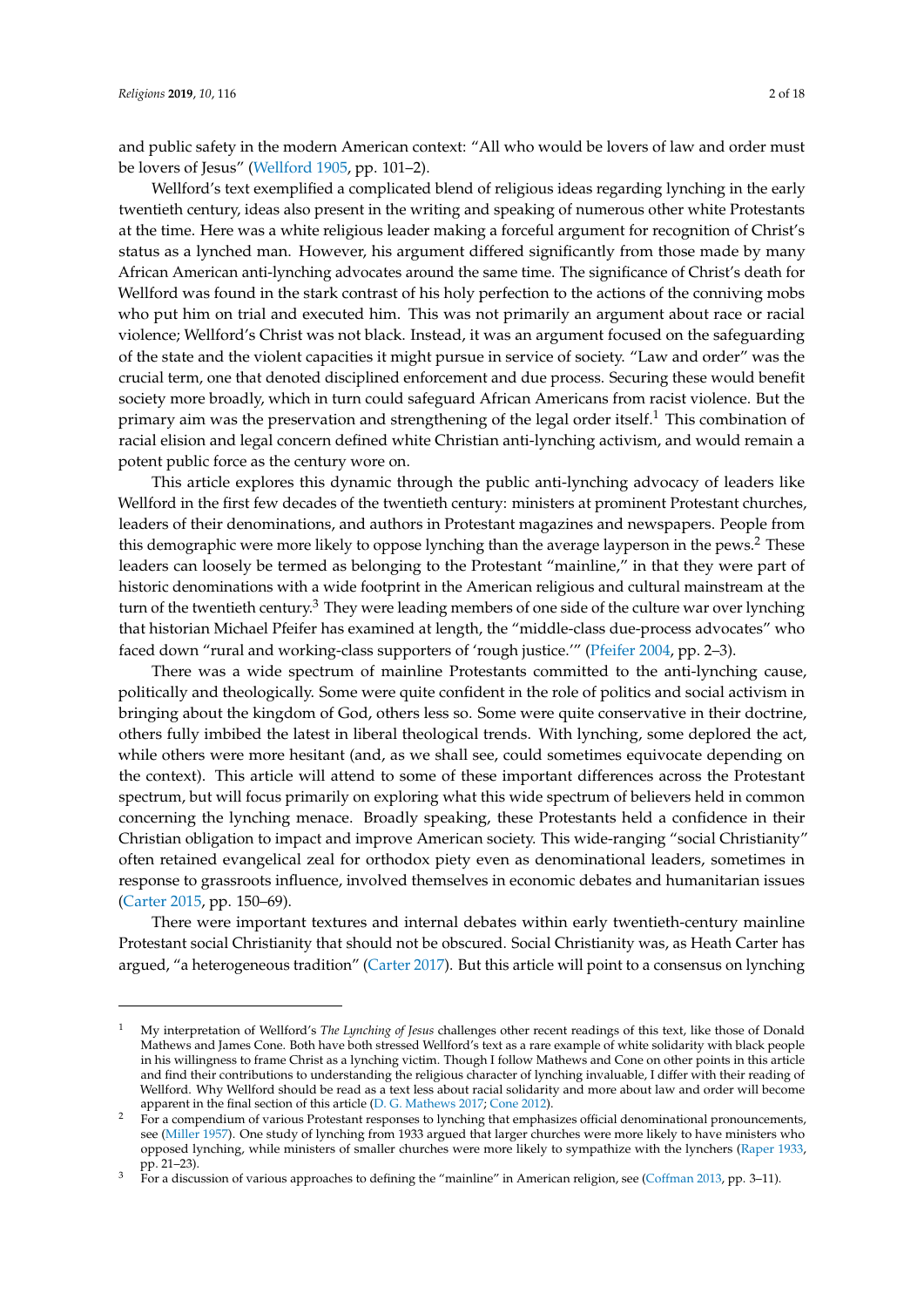and public safety in the modern American context: "All who would be lovers of law and order must be lovers of Jesus" (Wellford 1905, pp. 101–2).

Wellford's text exemplified a complicated blend of religious ideas regarding lynching in the early twentieth century, ideas also present in the writing and speaking of numerous other white Protestants at the time. Here was a white religious leader making a forceful argument for recognition of Christ's status as a lynched man. However, his argument differed significantly from those made by many African American anti-lynching advocates around the same time. The significance of Christ's death for Wellford was found in the stark contrast of his holy perfection to the actions of the conniving mobs who put him on trial and executed him. This was not primarily an argument about race or racial violence; Wellford's Christ was not black. Instead, it was an argument focused on the safeguarding of the state and the violent capacities it might pursue in service of society. "Law and order" was the crucial term, one that denoted disciplined enforcement and due process. Securing these would benefit society more broadly, which in turn could safeguard African Americans from racist violence. But the primary aim was the preservation and strengthening of the legal order itself.[1] This combination of racial elision and legal concern defined white Christian anti-lynching activism, and would remain a potent public force as the century wore on.

This article explores this dynamic through the public anti-lynching advocacy of leaders like Wellford in the first few decades of the twentieth century: ministers at prominent Protestant churches, leaders of their denominations, and authors in Protestant magazines and newspapers. People from this demographic were more likely to oppose lynching than the average layperson in the pews.[2] These leaders can loosely be termed as belonging to the Protestant "mainline," in that they were part of historic denominations with a wide footprint in the American religious and cultural mainstream at the turn of the twentieth century.[3] They were leading members of one side of the culture war over lynching that historian Michael Pfeifer has examined at length, the "middle-class due-process advocates" who faced down "rural and working-class supporters of 'rough justice.'" (Pfeifer 2004, pp. 2–3).

There was a wide spectrum of mainline Protestants committed to the anti-lynching cause, politically and theologically. Some were quite confident in the role of politics and social activism in bringing about the kingdom of God, others less so. Some were quite conservative in their doctrine, others fully imbibed the latest in liberal theological trends. With lynching, some deplored the act, while others were more hesitant (and, as we shall see, could sometimes equivocate depending on the context). This article will attend to some of these important differences across the Protestant spectrum, but will focus primarily on exploring what this wide spectrum of believers held in common concerning the lynching menace. Broadly speaking, these Protestants held a confidence in their Christian obligation to impact and improve American society. This wide-ranging "social Christianity" often retained evangelical zeal for orthodox piety even as denominational leaders, sometimes in response to grassroots influence, involved themselves in economic debates and humanitarian issues (Carter 2015, pp. 150–69).

There were important textures and internal debates within early twentieth-century mainline Protestant social Christianity that should not be obscured. Social Christianity was, as Heath Carter has argued, "a heterogeneous tradition" (Carter 2017). But this article will point to a consensus on lynching

---

[1] My interpretation of Wellford's *The Lynching of Jesus* challenges other recent readings of this text, like those of Donald Mathews and James Cone. Both have both stressed Wellford's text as a rare example of white solidarity with black people in his willingness to frame Christ as a lynching victim. Though I follow Mathews and Cone on other points in this article and find their contributions to understanding the religious character of lynching invaluable, I differ with their reading of Wellford. Why Wellford should be read as a text less about racial solidarity and more about law and order will become apparent in the final section of this article (D. G. Mathews 2017; Cone 2012).

[2] For a compendium of various Protestant responses to lynching that emphasizes official denominational pronouncements, see (Miller 1957). One study of lynching from 1933 argued that larger churches were more likely to have ministers who opposed lynching, while ministers of smaller churches were more likely to sympathize with the lynchers (Raper 1933, pp. 21–23).

[3] For a discussion of various approaches to defining the "mainline" in American religion, see (Coffman 2013, pp. 3–11).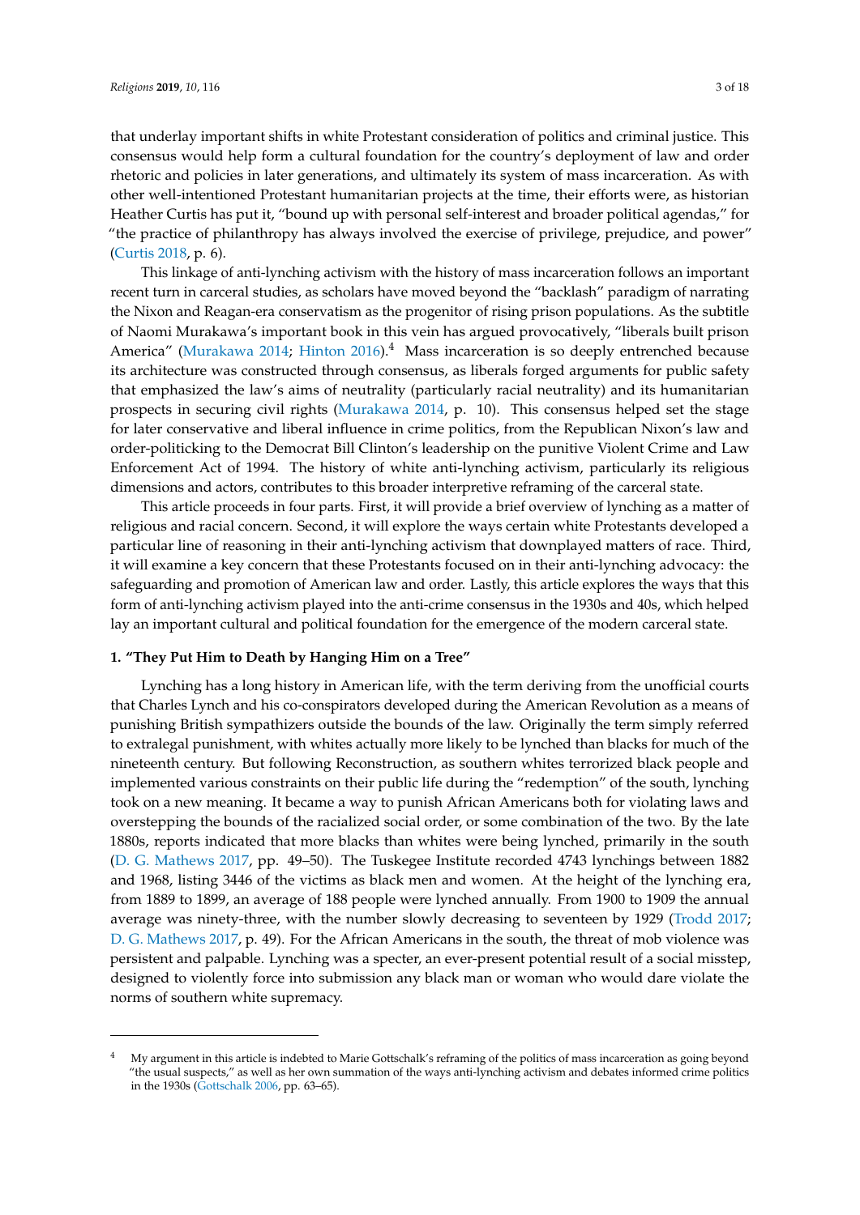that underlay important shifts in white Protestant consideration of politics and criminal justice. This consensus would help form a cultural foundation for the country's deployment of law and order rhetoric and policies in later generations, and ultimately its system of mass incarceration. As with other well-intentioned Protestant humanitarian projects at the time, their efforts were, as historian Heather Curtis has put it, "bound up with personal self-interest and broader political agendas," for "the practice of philanthropy has always involved the exercise of privilege, prejudice, and power" (Curtis 2018, p. 6).

This linkage of anti-lynching activism with the history of mass incarceration follows an important recent turn in carceral studies, as scholars have moved beyond the "backlash" paradigm of narrating the Nixon and Reagan-era conservatism as the progenitor of rising prison populations. As the subtitle of Naomi Murakawa's important book in this vein has argued provocatively, "liberals built prison America" (Murakawa 2014; Hinton 2016).[4] Mass incarceration is so deeply entrenched because its architecture was constructed through consensus, as liberals forged arguments for public safety that emphasized the law's aims of neutrality (particularly racial neutrality) and its humanitarian prospects in securing civil rights (Murakawa 2014, p. 10). This consensus helped set the stage for later conservative and liberal influence in crime politics, from the Republican Nixon's law and order-politicking to the Democrat Bill Clinton's leadership on the punitive Violent Crime and Law Enforcement Act of 1994. The history of white anti-lynching activism, particularly its religious dimensions and actors, contributes to this broader interpretive reframing of the carceral state.

This article proceeds in four parts. First, it will provide a brief overview of lynching as a matter of religious and racial concern. Second, it will explore the ways certain white Protestants developed a particular line of reasoning in their anti-lynching activism that downplayed matters of race. Third, it will examine a key concern that these Protestants focused on in their anti-lynching advocacy: the safeguarding and promotion of American law and order. Lastly, this article explores the ways that this form of anti-lynching activism played into the anti-crime consensus in the 1930s and 40s, which helped lay an important cultural and political foundation for the emergence of the modern carceral state.

## 1. "They Put Him to Death by Hanging Him on a Tree"

Lynching has a long history in American life, with the term deriving from the unofficial courts that Charles Lynch and his co-conspirators developed during the American Revolution as a means of punishing British sympathizers outside the bounds of the law. Originally the term simply referred to extralegal punishment, with whites actually more likely to be lynched than blacks for much of the nineteenth century. But following Reconstruction, as southern whites terrorized black people and implemented various constraints on their public life during the "redemption" of the south, lynching took on a new meaning. It became a way to punish African Americans both for violating laws and overstepping the bounds of the racialized social order, or some combination of the two. By the late 1880s, reports indicated that more blacks than whites were being lynched, primarily in the south (D. G. Mathews 2017, pp. 49–50). The Tuskegee Institute recorded 4743 lynchings between 1882 and 1968, listing 3446 of the victims as black men and women. At the height of the lynching era, from 1889 to 1899, an average of 188 people were lynched annually. From 1900 to 1909 the annual average was ninety-three, with the number slowly decreasing to seventeen by 1929 (Trodd 2017; D. G. Mathews 2017, p. 49). For the African Americans in the south, the threat of mob violence was persistent and palpable. Lynching was a specter, an ever-present potential result of a social misstep, designed to violently force into submission any black man or woman who would dare violate the norms of southern white supremacy.

---

[4] My argument in this article is indebted to Marie Gottschalk's reframing of the politics of mass incarceration as going beyond "the usual suspects," as well as her own summation of the ways anti-lynching activism and debates informed crime politics in the 1930s (Gottschalk 2006, pp. 63–65).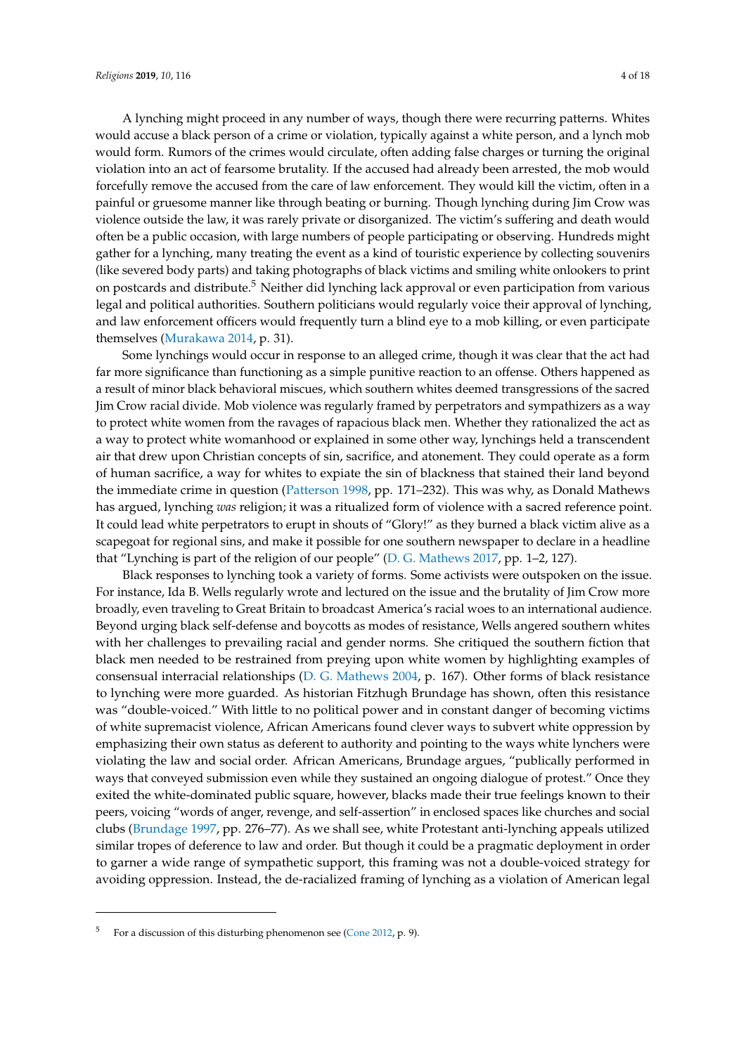A lynching might proceed in any number of ways, though there were recurring patterns. Whites would accuse a black person of a crime or violation, typically against a white person, and a lynch mob would form. Rumors of the crimes would circulate, often adding false charges or turning the original violation into an act of fearsome brutality. If the accused had already been arrested, the mob would forcefully remove the accused from the care of law enforcement. They would kill the victim, often in a painful or gruesome manner like through beating or burning. Though lynching during Jim Crow was violence outside the law, it was rarely private or disorganized. The victim's suffering and death would often be a public occasion, with large numbers of people participating or observing. Hundreds might gather for a lynching, many treating the event as a kind of touristic experience by collecting souvenirs (like severed body parts) and taking photographs of black victims and smiling white onlookers to print on postcards and distribute.[5] Neither did lynching lack approval or even participation from various legal and political authorities. Southern politicians would regularly voice their approval of lynching, and law enforcement officers would frequently turn a blind eye to a mob killing, or even participate themselves (Murakawa 2014, p. 31).

Some lynchings would occur in response to an alleged crime, though it was clear that the act had far more significance than functioning as a simple punitive reaction to an offense. Others happened as a result of minor black behavioral miscues, which southern whites deemed transgressions of the sacred Jim Crow racial divide. Mob violence was regularly framed by perpetrators and sympathizers as a way to protect white women from the ravages of rapacious black men. Whether they rationalized the act as a way to protect white womanhood or explained in some other way, lynchings held a transcendent air that drew upon Christian concepts of sin, sacrifice, and atonement. They could operate as a form of human sacrifice, a way for whites to expiate the sin of blackness that stained their land beyond the immediate crime in question (Patterson 1998, pp. 171–232). This was why, as Donald Mathews has argued, lynching *was* religion; it was a ritualized form of violence with a sacred reference point. It could lead white perpetrators to erupt in shouts of "Glory!" as they burned a black victim alive as a scapegoat for regional sins, and make it possible for one southern newspaper to declare in a headline that "Lynching is part of the religion of our people" (D. G. Mathews 2017, pp. 1–2, 127).

Black responses to lynching took a variety of forms. Some activists were outspoken on the issue. For instance, Ida B. Wells regularly wrote and lectured on the issue and the brutality of Jim Crow more broadly, even traveling to Great Britain to broadcast America's racial woes to an international audience. Beyond urging black self-defense and boycotts as modes of resistance, Wells angered southern whites with her challenges to prevailing racial and gender norms. She critiqued the southern fiction that black men needed to be restrained from preying upon white women by highlighting examples of consensual interracial relationships (D. G. Mathews 2004, p. 167). Other forms of black resistance to lynching were more guarded. As historian Fitzhugh Brundage has shown, often this resistance was "double-voiced." With little to no political power and in constant danger of becoming victims of white supremacist violence, African Americans found clever ways to subvert white oppression by emphasizing their own status as deferent to authority and pointing to the ways white lynchers were violating the law and social order. African Americans, Brundage argues, "publically performed in ways that conveyed submission even while they sustained an ongoing dialogue of protest." Once they exited the white-dominated public square, however, blacks made their true feelings known to their peers, voicing "words of anger, revenge, and self-assertion" in enclosed spaces like churches and social clubs (Brundage 1997, pp. 276–77). As we shall see, white Protestant anti-lynching appeals utilized similar tropes of deference to law and order. But though it could be a pragmatic deployment in order to garner a wide range of sympathetic support, this framing was not a double-voiced strategy for avoiding oppression. Instead, the de-racialized framing of lynching as a violation of American legal

[5] For a discussion of this disturbing phenomenon see (Cone 2012, p. 9).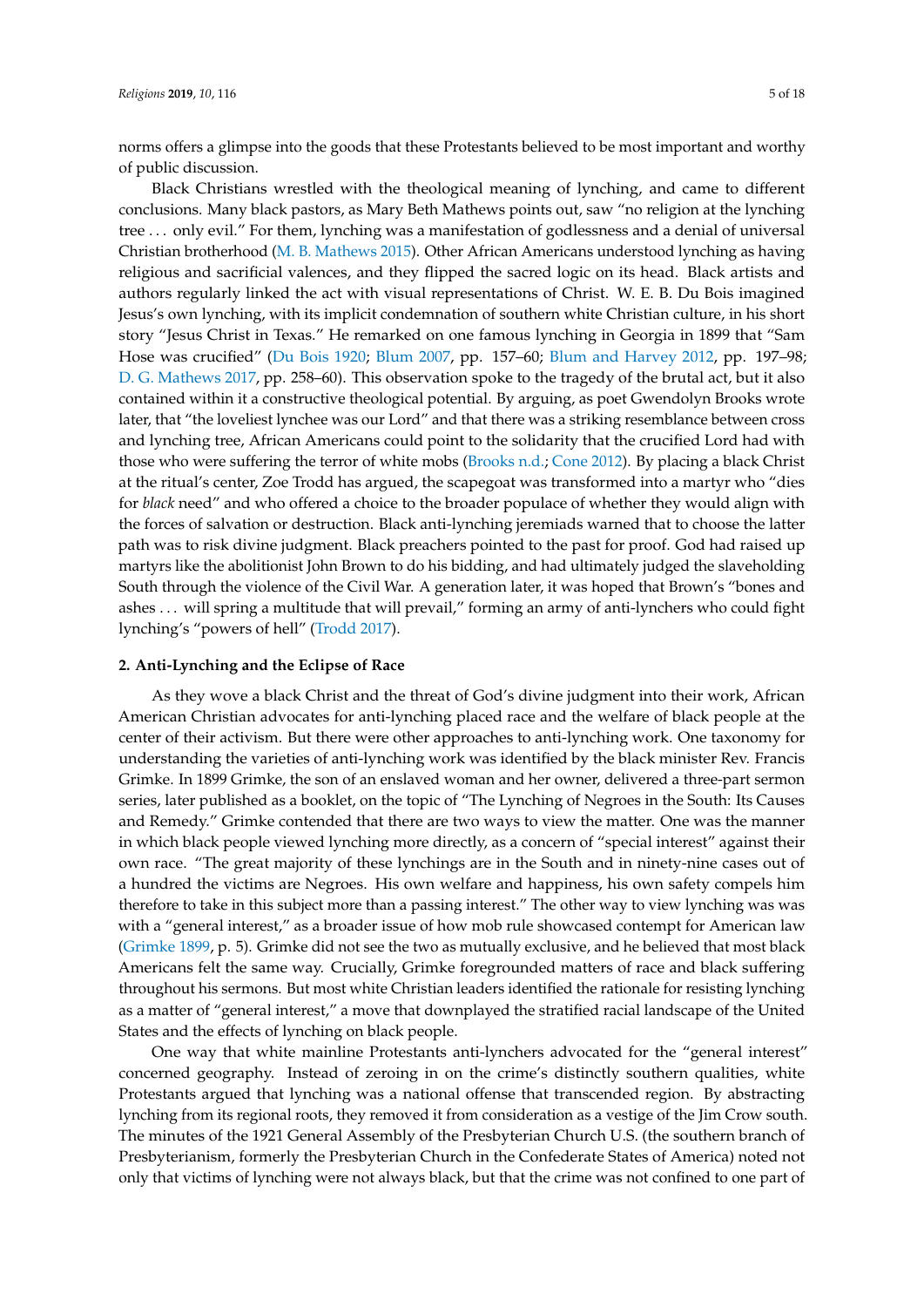norms offers a glimpse into the goods that these Protestants believed to be most important and worthy of public discussion.

Black Christians wrestled with the theological meaning of lynching, and came to different conclusions. Many black pastors, as Mary Beth Mathews points out, saw "no religion at the lynching tree . . . only evil." For them, lynching was a manifestation of godlessness and a denial of universal Christian brotherhood (M. B. Mathews 2015). Other African Americans understood lynching as having religious and sacrificial valences, and they flipped the sacred logic on its head. Black artists and authors regularly linked the act with visual representations of Christ. W. E. B. Du Bois imagined Jesus's own lynching, with its implicit condemnation of southern white Christian culture, in his short story "Jesus Christ in Texas." He remarked on one famous lynching in Georgia in 1899 that "Sam Hose was crucified" (Du Bois 1920; Blum 2007, pp. 157–60; Blum and Harvey 2012, pp. 197–98; D. G. Mathews 2017, pp. 258–60). This observation spoke to the tragedy of the brutal act, but it also contained within it a constructive theological potential. By arguing, as poet Gwendolyn Brooks wrote later, that "the loveliest lynchee was our Lord" and that there was a striking resemblance between cross and lynching tree, African Americans could point to the solidarity that the crucified Lord had with those who were suffering the terror of white mobs (Brooks n.d.; Cone 2012). By placing a black Christ at the ritual's center, Zoe Trodd has argued, the scapegoat was transformed into a martyr who "dies for *black* need" and who offered a choice to the broader populace of whether they would align with the forces of salvation or destruction. Black anti-lynching jeremiads warned that to choose the latter path was to risk divine judgment. Black preachers pointed to the past for proof. God had raised up martyrs like the abolitionist John Brown to do his bidding, and had ultimately judged the slaveholding South through the violence of the Civil War. A generation later, it was hoped that Brown's "bones and ashes . . . will spring a multitude that will prevail," forming an army of anti-lynchers who could fight lynching's "powers of hell" (Trodd 2017).

## 2. Anti-Lynching and the Eclipse of Race

As they wove a black Christ and the threat of God's divine judgment into their work, African American Christian advocates for anti-lynching placed race and the welfare of black people at the center of their activism. But there were other approaches to anti-lynching work. One taxonomy for understanding the varieties of anti-lynching work was identified by the black minister Rev. Francis Grimke. In 1899 Grimke, the son of an enslaved woman and her owner, delivered a three-part sermon series, later published as a booklet, on the topic of "The Lynching of Negroes in the South: Its Causes and Remedy." Grimke contended that there are two ways to view the matter. One was the manner in which black people viewed lynching more directly, as a concern of "special interest" against their own race. "The great majority of these lynchings are in the South and in ninety-nine cases out of a hundred the victims are Negroes. His own welfare and happiness, his own safety compels him therefore to take in this subject more than a passing interest." The other way to view lynching was was with a "general interest," as a broader issue of how mob rule showcased contempt for American law (Grimke 1899, p. 5). Grimke did not see the two as mutually exclusive, and he believed that most black Americans felt the same way. Crucially, Grimke foregrounded matters of race and black suffering throughout his sermons. But most white Christian leaders identified the rationale for resisting lynching as a matter of "general interest," a move that downplayed the stratified racial landscape of the United States and the effects of lynching on black people.

One way that white mainline Protestants anti-lynchers advocated for the "general interest" concerned geography. Instead of zeroing in on the crime's distinctly southern qualities, white Protestants argued that lynching was a national offense that transcended region. By abstracting lynching from its regional roots, they removed it from consideration as a vestige of the Jim Crow south. The minutes of the 1921 General Assembly of the Presbyterian Church U.S. (the southern branch of Presbyterianism, formerly the Presbyterian Church in the Confederate States of America) noted not only that victims of lynching were not always black, but that the crime was not confined to one part of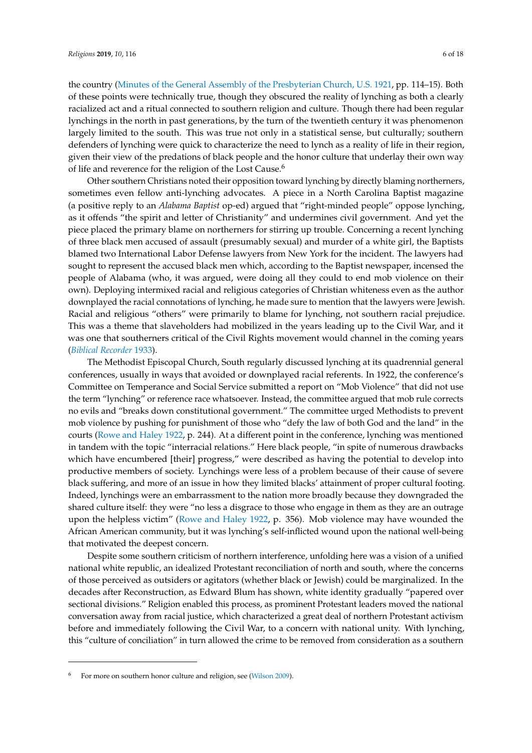the country (Minutes of the General Assembly of the Presbyterian Church, U.S. 1921, pp. 114–15). Both of these points were technically true, though they obscured the reality of lynching as both a clearly racialized act and a ritual connected to southern religion and culture. Though there had been regular lynchings in the north in past generations, by the turn of the twentieth century it was phenomenon largely limited to the south. This was true not only in a statistical sense, but culturally; southern defenders of lynching were quick to characterize the need to lynch as a reality of life in their region, given their view of the predations of black people and the honor culture that underlay their own way of life and reverence for the religion of the Lost Cause.[6]

Other southern Christians noted their opposition toward lynching by directly blaming northerners, sometimes even fellow anti-lynching advocates. A piece in a North Carolina Baptist magazine (a positive reply to an *Alabama Baptist* op-ed) argued that "right-minded people" oppose lynching, as it offends "the spirit and letter of Christianity" and undermines civil government. And yet the piece placed the primary blame on northerners for stirring up trouble. Concerning a recent lynching of three black men accused of assault (presumably sexual) and murder of a white girl, the Baptists blamed two International Labor Defense lawyers from New York for the incident. The lawyers had sought to represent the accused black men which, according to the Baptist newspaper, incensed the people of Alabama (who, it was argued, were doing all they could to end mob violence on their own). Deploying intermixed racial and religious categories of Christian whiteness even as the author downplayed the racial connotations of lynching, he made sure to mention that the lawyers were Jewish. Racial and religious "others" were primarily to blame for lynching, not southern racial prejudice. This was a theme that slaveholders had mobilized in the years leading up to the Civil War, and it was one that southerners critical of the Civil Rights movement would channel in the coming years (*Biblical Recorder* 1933).

The Methodist Episcopal Church, South regularly discussed lynching at its quadrennial general conferences, usually in ways that avoided or downplayed racial referents. In 1922, the conference's Committee on Temperance and Social Service submitted a report on "Mob Violence" that did not use the term "lynching" or reference race whatsoever. Instead, the committee argued that mob rule corrects no evils and "breaks down constitutional government." The committee urged Methodists to prevent mob violence by pushing for punishment of those who "defy the law of both God and the land" in the courts (Rowe and Haley 1922, p. 244). At a different point in the conference, lynching was mentioned in tandem with the topic "interracial relations." Here black people, "in spite of numerous drawbacks which have encumbered [their] progress," were described as having the potential to develop into productive members of society. Lynchings were less of a problem because of their cause of severe black suffering, and more of an issue in how they limited blacks' attainment of proper cultural footing. Indeed, lynchings were an embarrassment to the nation more broadly because they downgraded the shared culture itself: they were "no less a disgrace to those who engage in them as they are an outrage upon the helpless victim" (Rowe and Haley 1922, p. 356). Mob violence may have wounded the African American community, but it was lynching's self-inflicted wound upon the national well-being that motivated the deepest concern.

Despite some southern criticism of northern interference, unfolding here was a vision of a unified national white republic, an idealized Protestant reconciliation of north and south, where the concerns of those perceived as outsiders or agitators (whether black or Jewish) could be marginalized. In the decades after Reconstruction, as Edward Blum has shown, white identity gradually "papered over sectional divisions." Religion enabled this process, as prominent Protestant leaders moved the national conversation away from racial justice, which characterized a great deal of northern Protestant activism before and immediately following the Civil War, to a concern with national unity. With lynching, this "culture of conciliation" in turn allowed the crime to be removed from consideration as a southern

[6] For more on southern honor culture and religion, see (Wilson 2009).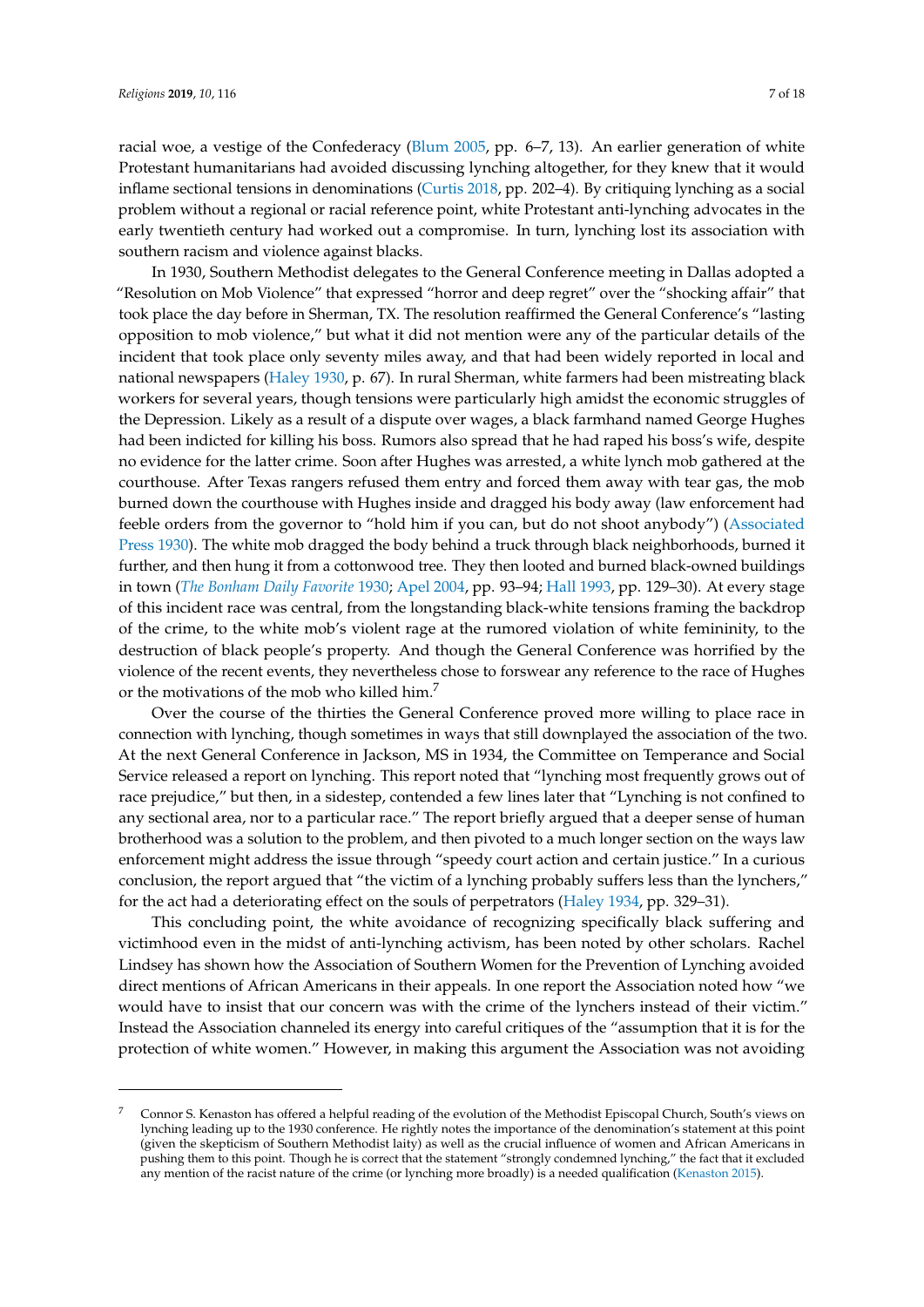racial woe, a vestige of the Confederacy (Blum 2005, pp. 6–7, 13). An earlier generation of white Protestant humanitarians had avoided discussing lynching altogether, for they knew that it would inflame sectional tensions in denominations (Curtis 2018, pp. 202–4). By critiquing lynching as a social problem without a regional or racial reference point, white Protestant anti-lynching advocates in the early twentieth century had worked out a compromise. In turn, lynching lost its association with southern racism and violence against blacks.

In 1930, Southern Methodist delegates to the General Conference meeting in Dallas adopted a "Resolution on Mob Violence" that expressed "horror and deep regret" over the "shocking affair" that took place the day before in Sherman, TX. The resolution reaffirmed the General Conference's "lasting opposition to mob violence," but what it did not mention were any of the particular details of the incident that took place only seventy miles away, and that had been widely reported in local and national newspapers (Haley 1930, p. 67). In rural Sherman, white farmers had been mistreating black workers for several years, though tensions were particularly high amidst the economic struggles of the Depression. Likely as a result of a dispute over wages, a black farmhand named George Hughes had been indicted for killing his boss. Rumors also spread that he had raped his boss's wife, despite no evidence for the latter crime. Soon after Hughes was arrested, a white lynch mob gathered at the courthouse. After Texas rangers refused them entry and forced them away with tear gas, the mob burned down the courthouse with Hughes inside and dragged his body away (law enforcement had feeble orders from the governor to "hold him if you can, but do not shoot anybody") (Associated Press 1930). The white mob dragged the body behind a truck through black neighborhoods, burned it further, and then hung it from a cottonwood tree. They then looted and burned black-owned buildings in town (*The Bonham Daily Favorite* 1930; Apel 2004, pp. 93–94; Hall 1993, pp. 129–30). At every stage of this incident race was central, from the longstanding black-white tensions framing the backdrop of the crime, to the white mob's violent rage at the rumored violation of white femininity, to the destruction of black people's property. And though the General Conference was horrified by the violence of the recent events, they nevertheless chose to forswear any reference to the race of Hughes or the motivations of the mob who killed him.[7]

Over the course of the thirties the General Conference proved more willing to place race in connection with lynching, though sometimes in ways that still downplayed the association of the two. At the next General Conference in Jackson, MS in 1934, the Committee on Temperance and Social Service released a report on lynching. This report noted that "lynching most frequently grows out of race prejudice," but then, in a sidestep, contended a few lines later that "Lynching is not confined to any sectional area, nor to a particular race." The report briefly argued that a deeper sense of human brotherhood was a solution to the problem, and then pivoted to a much longer section on the ways law enforcement might address the issue through "speedy court action and certain justice." In a curious conclusion, the report argued that "the victim of a lynching probably suffers less than the lynchers," for the act had a deteriorating effect on the souls of perpetrators (Haley 1934, pp. 329–31).

This concluding point, the white avoidance of recognizing specifically black suffering and victimhood even in the midst of anti-lynching activism, has been noted by other scholars. Rachel Lindsey has shown how the Association of Southern Women for the Prevention of Lynching avoided direct mentions of African Americans in their appeals. In one report the Association noted how "we would have to insist that our concern was with the crime of the lynchers instead of their victim." Instead the Association channeled its energy into careful critiques of the "assumption that it is for the protection of white women." However, in making this argument the Association was not avoiding

---

[7] Connor S. Kenaston has offered a helpful reading of the evolution of the Methodist Episcopal Church, South's views on lynching leading up to the 1930 conference. He rightly notes the importance of the denomination's statement at this point (given the skepticism of Southern Methodist laity) as well as the crucial influence of women and African Americans in pushing them to this point. Though he is correct that the statement "strongly condemned lynching," the fact that it excluded any mention of the racist nature of the crime (or lynching more broadly) is a needed qualification (Kenaston 2015).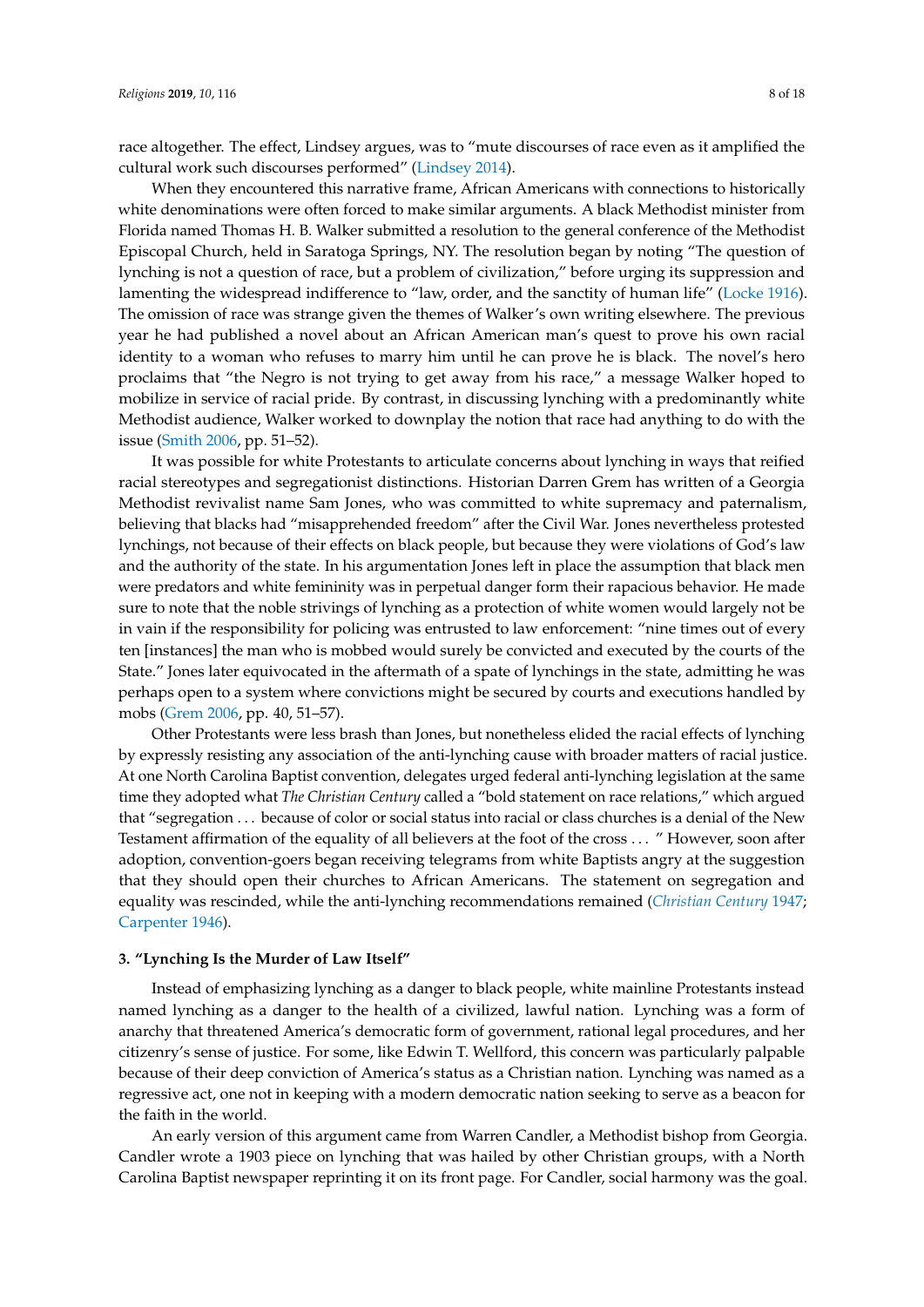race altogether. The effect, Lindsey argues, was to "mute discourses of race even as it amplified the cultural work such discourses performed" (Lindsey 2014).

When they encountered this narrative frame, African Americans with connections to historically white denominations were often forced to make similar arguments. A black Methodist minister from Florida named Thomas H. B. Walker submitted a resolution to the general conference of the Methodist Episcopal Church, held in Saratoga Springs, NY. The resolution began by noting "The question of lynching is not a question of race, but a problem of civilization," before urging its suppression and lamenting the widespread indifference to "law, order, and the sanctity of human life" (Locke 1916). The omission of race was strange given the themes of Walker's own writing elsewhere. The previous year he had published a novel about an African American man's quest to prove his own racial identity to a woman who refuses to marry him until he can prove he is black. The novel's hero proclaims that "the Negro is not trying to get away from his race," a message Walker hoped to mobilize in service of racial pride. By contrast, in discussing lynching with a predominantly white Methodist audience, Walker worked to downplay the notion that race had anything to do with the issue (Smith 2006, pp. 51–52).

It was possible for white Protestants to articulate concerns about lynching in ways that reified racial stereotypes and segregationist distinctions. Historian Darren Grem has written of a Georgia Methodist revivalist name Sam Jones, who was committed to white supremacy and paternalism, believing that blacks had "misapprehended freedom" after the Civil War. Jones nevertheless protested lynchings, not because of their effects on black people, but because they were violations of God's law and the authority of the state. In his argumentation Jones left in place the assumption that black men were predators and white femininity was in perpetual danger form their rapacious behavior. He made sure to note that the noble strivings of lynching as a protection of white women would largely not be in vain if the responsibility for policing was entrusted to law enforcement: "nine times out of every ten [instances] the man who is mobbed would surely be convicted and executed by the courts of the State." Jones later equivocated in the aftermath of a spate of lynchings in the state, admitting he was perhaps open to a system where convictions might be secured by courts and executions handled by mobs (Grem 2006, pp. 40, 51–57).

Other Protestants were less brash than Jones, but nonetheless elided the racial effects of lynching by expressly resisting any association of the anti-lynching cause with broader matters of racial justice. At one North Carolina Baptist convention, delegates urged federal anti-lynching legislation at the same time they adopted what *The Christian Century* called a "bold statement on race relations," which argued that "segregation ... because of color or social status into racial or class churches is a denial of the New Testament affirmation of the equality of all believers at the foot of the cross ... " However, soon after adoption, convention-goers began receiving telegrams from white Baptists angry at the suggestion that they should open their churches to African Americans. The statement on segregation and equality was rescinded, while the anti-lynching recommendations remained (*Christian Century* 1947; Carpenter 1946).

## 3. "Lynching Is the Murder of Law Itself"

Instead of emphasizing lynching as a danger to black people, white mainline Protestants instead named lynching as a danger to the health of a civilized, lawful nation. Lynching was a form of anarchy that threatened America's democratic form of government, rational legal procedures, and her citizenry's sense of justice. For some, like Edwin T. Wellford, this concern was particularly palpable because of their deep conviction of America's status as a Christian nation. Lynching was named as a regressive act, one not in keeping with a modern democratic nation seeking to serve as a beacon for the faith in the world.

An early version of this argument came from Warren Candler, a Methodist bishop from Georgia. Candler wrote a 1903 piece on lynching that was hailed by other Christian groups, with a North Carolina Baptist newspaper reprinting it on its front page. For Candler, social harmony was the goal.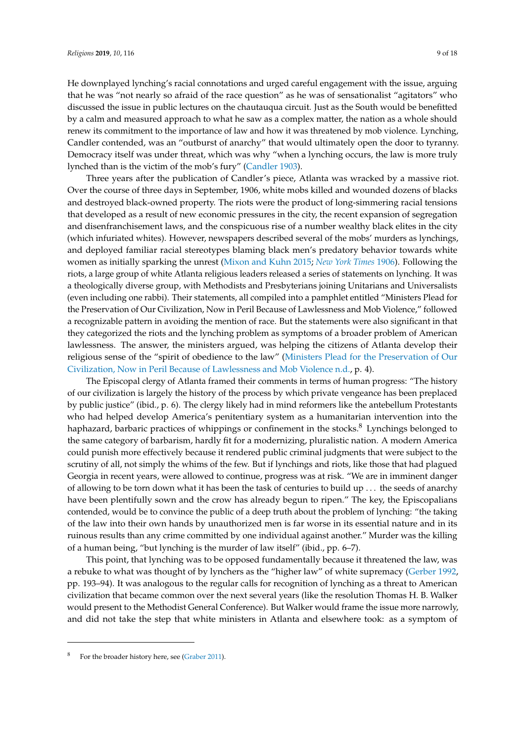He downplayed lynching's racial connotations and urged careful engagement with the issue, arguing that he was "not nearly so afraid of the race question" as he was of sensationalist "agitators" who discussed the issue in public lectures on the chautauqua circuit. Just as the South would be benefitted by a calm and measured approach to what he saw as a complex matter, the nation as a whole should renew its commitment to the importance of law and how it was threatened by mob violence. Lynching, Candler contended, was an "outburst of anarchy" that would ultimately open the door to tyranny. Democracy itself was under threat, which was why "when a lynching occurs, the law is more truly lynched than is the victim of the mob's fury" (Candler 1903).

Three years after the publication of Candler's piece, Atlanta was wracked by a massive riot. Over the course of three days in September, 1906, white mobs killed and wounded dozens of blacks and destroyed black-owned property. The riots were the product of long-simmering racial tensions that developed as a result of new economic pressures in the city, the recent expansion of segregation and disenfranchisement laws, and the conspicuous rise of a number wealthy black elites in the city (which infuriated whites). However, newspapers described several of the mobs' murders as lynchings, and deployed familiar racial stereotypes blaming black men's predatory behavior towards white women as initially sparking the unrest (Mixon and Kuhn 2015; *New York Times* 1906). Following the riots, a large group of white Atlanta religious leaders released a series of statements on lynching. It was a theologically diverse group, with Methodists and Presbyterians joining Unitarians and Universalists (even including one rabbi). Their statements, all compiled into a pamphlet entitled "Ministers Plead for the Preservation of Our Civilization, Now in Peril Because of Lawlessness and Mob Violence," followed a recognizable pattern in avoiding the mention of race. But the statements were also significant in that they categorized the riots and the lynching problem as symptoms of a broader problem of American lawlessness. The answer, the ministers argued, was helping the citizens of Atlanta develop their religious sense of the "spirit of obedience to the law" (Ministers Plead for the Preservation of Our Civilization, Now in Peril Because of Lawlessness and Mob Violence n.d., p. 4).

The Episcopal clergy of Atlanta framed their comments in terms of human progress: "The history of our civilization is largely the history of the process by which private vengeance has been preplaced by public justice" (ibid., p. 6). The clergy likely had in mind reformers like the antebellum Protestants who had helped develop America's penitentiary system as a humanitarian intervention into the haphazard, barbaric practices of whippings or confinement in the stocks.[8] Lynchings belonged to the same category of barbarism, hardly fit for a modernizing, pluralistic nation. A modern America could punish more effectively because it rendered public criminal judgments that were subject to the scrutiny of all, not simply the whims of the few. But if lynchings and riots, like those that had plagued Georgia in recent years, were allowed to continue, progress was at risk. "We are in imminent danger of allowing to be torn down what it has been the task of centuries to build up ... the seeds of anarchy have been plentifully sown and the crow has already begun to ripen." The key, the Episcopalians contended, would be to convince the public of a deep truth about the problem of lynching: "the taking of the law into their own hands by unauthorized men is far worse in its essential nature and in its ruinous results than any crime committed by one individual against another." Murder was the killing of a human being, "but lynching is the murder of law itself" (ibid., pp. 6–7).

This point, that lynching was to be opposed fundamentally because it threatened the law, was a rebuke to what was thought of by lynchers as the "higher law" of white supremacy (Gerber 1992, pp. 193–94). It was analogous to the regular calls for recognition of lynching as a threat to American civilization that became common over the next several years (like the resolution Thomas H. B. Walker would present to the Methodist General Conference). But Walker would frame the issue more narrowly, and did not take the step that white ministers in Atlanta and elsewhere took: as a symptom of

[8] For the broader history here, see (Graber 2011).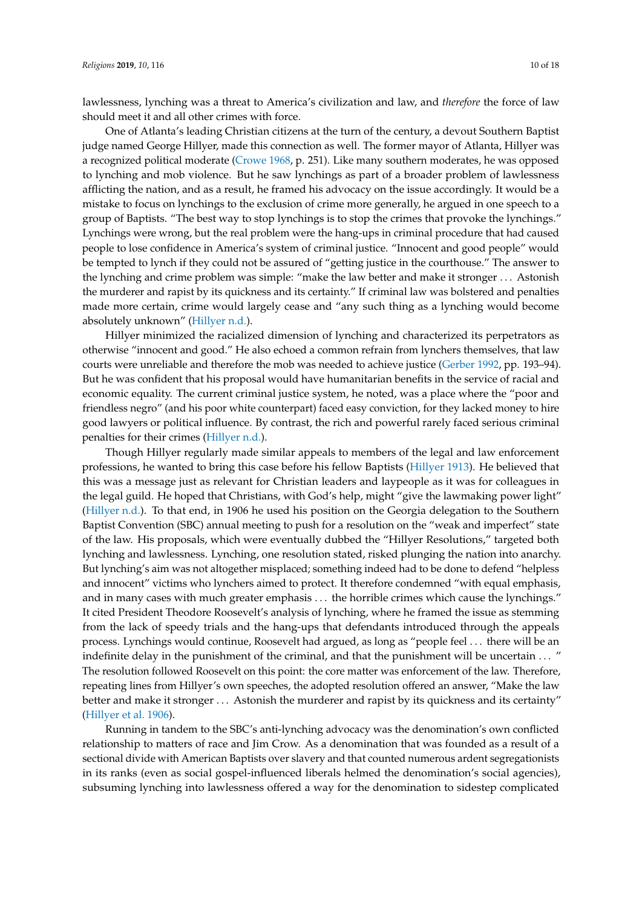lawlessness, lynching was a threat to America's civilization and law, and *therefore* the force of law should meet it and all other crimes with force.

One of Atlanta's leading Christian citizens at the turn of the century, a devout Southern Baptist judge named George Hillyer, made this connection as well. The former mayor of Atlanta, Hillyer was a recognized political moderate (Crowe 1968, p. 251). Like many southern moderates, he was opposed to lynching and mob violence. But he saw lynchings as part of a broader problem of lawlessness afflicting the nation, and as a result, he framed his advocacy on the issue accordingly. It would be a mistake to focus on lynchings to the exclusion of crime more generally, he argued in one speech to a group of Baptists. "The best way to stop lynchings is to stop the crimes that provoke the lynchings." Lynchings were wrong, but the real problem were the hang-ups in criminal procedure that had caused people to lose confidence in America's system of criminal justice. "Innocent and good people" would be tempted to lynch if they could not be assured of "getting justice in the courthouse." The answer to the lynching and crime problem was simple: "make the law better and make it stronger ... Astonish the murderer and rapist by its quickness and its certainty." If criminal law was bolstered and penalties made more certain, crime would largely cease and "any such thing as a lynching would become absolutely unknown" (Hillyer n.d.).

Hillyer minimized the racialized dimension of lynching and characterized its perpetrators as otherwise "innocent and good." He also echoed a common refrain from lynchers themselves, that law courts were unreliable and therefore the mob was needed to achieve justice (Gerber 1992, pp. 193–94). But he was confident that his proposal would have humanitarian benefits in the service of racial and economic equality. The current criminal justice system, he noted, was a place where the "poor and friendless negro" (and his poor white counterpart) faced easy conviction, for they lacked money to hire good lawyers or political influence. By contrast, the rich and powerful rarely faced serious criminal penalties for their crimes (Hillyer n.d.).

Though Hillyer regularly made similar appeals to members of the legal and law enforcement professions, he wanted to bring this case before his fellow Baptists (Hillyer 1913). He believed that this was a message just as relevant for Christian leaders and laypeople as it was for colleagues in the legal guild. He hoped that Christians, with God's help, might "give the lawmaking power light" (Hillyer n.d.). To that end, in 1906 he used his position on the Georgia delegation to the Southern Baptist Convention (SBC) annual meeting to push for a resolution on the "weak and imperfect" state of the law. His proposals, which were eventually dubbed the "Hillyer Resolutions," targeted both lynching and lawlessness. Lynching, one resolution stated, risked plunging the nation into anarchy. But lynching's aim was not altogether misplaced; something indeed had to be done to defend "helpless and innocent" victims who lynchers aimed to protect. It therefore condemned "with equal emphasis, and in many cases with much greater emphasis ... the horrible crimes which cause the lynchings." It cited President Theodore Roosevelt's analysis of lynching, where he framed the issue as stemming from the lack of speedy trials and the hang-ups that defendants introduced through the appeals process. Lynchings would continue, Roosevelt had argued, as long as "people feel ... there will be an indefinite delay in the punishment of the criminal, and that the punishment will be uncertain ... " The resolution followed Roosevelt on this point: the core matter was enforcement of the law. Therefore, repeating lines from Hillyer's own speeches, the adopted resolution offered an answer, "Make the law better and make it stronger ... Astonish the murderer and rapist by its quickness and its certainty" (Hillyer et al. 1906).

Running in tandem to the SBC's anti-lynching advocacy was the denomination's own conflicted relationship to matters of race and Jim Crow. As a denomination that was founded as a result of a sectional divide with American Baptists over slavery and that counted numerous ardent segregationists in its ranks (even as social gospel-influenced liberals helmed the denomination's social agencies), subsuming lynching into lawlessness offered a way for the denomination to sidestep complicated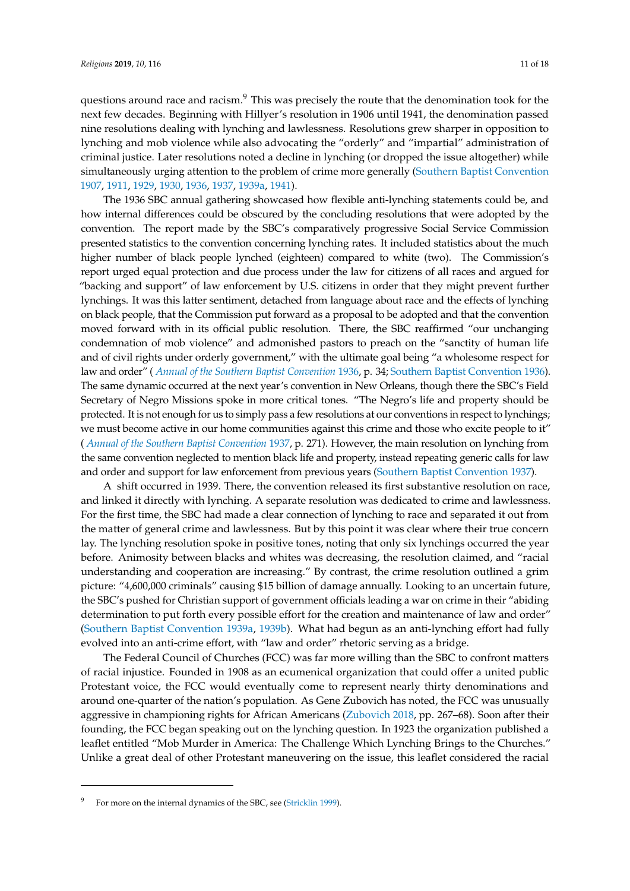questions around race and racism.[9] This was precisely the route that the denomination took for the next few decades. Beginning with Hillyer's resolution in 1906 until 1941, the denomination passed nine resolutions dealing with lynching and lawlessness. Resolutions grew sharper in opposition to lynching and mob violence while also advocating the "orderly" and "impartial" administration of criminal justice. Later resolutions noted a decline in lynching (or dropped the issue altogether) while simultaneously urging attention to the problem of crime more generally (Southern Baptist Convention 1907, 1911, 1929, 1930, 1936, 1937, 1939a, 1941).

The 1936 SBC annual gathering showcased how flexible anti-lynching statements could be, and how internal differences could be obscured by the concluding resolutions that were adopted by the convention. The report made by the SBC's comparatively progressive Social Service Commission presented statistics to the convention concerning lynching rates. It included statistics about the much higher number of black people lynched (eighteen) compared to white (two). The Commission's report urged equal protection and due process under the law for citizens of all races and argued for "backing and support" of law enforcement by U.S. citizens in order that they might prevent further lynchings. It was this latter sentiment, detached from language about race and the effects of lynching on black people, that the Commission put forward as a proposal to be adopted and that the convention moved forward with in its official public resolution. There, the SBC reaffirmed "our unchanging condemnation of mob violence" and admonished pastors to preach on the "sanctity of human life and of civil rights under orderly government," with the ultimate goal being "a wholesome respect for law and order" (*Annual of the Southern Baptist Convention* 1936, p. 34; Southern Baptist Convention 1936). The same dynamic occurred at the next year's convention in New Orleans, though there the SBC's Field Secretary of Negro Missions spoke in more critical tones. "The Negro's life and property should be protected. It is not enough for us to simply pass a few resolutions at our conventions in respect to lynchings; we must become active in our home communities against this crime and those who excite people to it" (*Annual of the Southern Baptist Convention* 1937, p. 271). However, the main resolution on lynching from the same convention neglected to mention black life and property, instead repeating generic calls for law and order and support for law enforcement from previous years (Southern Baptist Convention 1937).

A shift occurred in 1939. There, the convention released its first substantive resolution on race, and linked it directly with lynching. A separate resolution was dedicated to crime and lawlessness. For the first time, the SBC had made a clear connection of lynching to race and separated it out from the matter of general crime and lawlessness. But by this point it was clear where their true concern lay. The lynching resolution spoke in positive tones, noting that only six lynchings occurred the year before. Animosity between blacks and whites was decreasing, the resolution claimed, and "racial understanding and cooperation are increasing." By contrast, the crime resolution outlined a grim picture: "4,600,000 criminals" causing $15 billion of damage annually. Looking to an uncertain future, the SBC's pushed for Christian support of government officials leading a war on crime in their "abiding determination to put forth every possible effort for the creation and maintenance of law and order" (Southern Baptist Convention 1939a, 1939b). What had begun as an anti-lynching effort had fully evolved into an anti-crime effort, with "law and order" rhetoric serving as a bridge.

The Federal Council of Churches (FCC) was far more willing than the SBC to confront matters of racial injustice. Founded in 1908 as an ecumenical organization that could offer a united public Protestant voice, the FCC would eventually come to represent nearly thirty denominations and around one-quarter of the nation's population. As Gene Zubovich has noted, the FCC was unusually aggressive in championing rights for African Americans (Zubovich 2018, pp. 267–68). Soon after their founding, the FCC began speaking out on the lynching question. In 1923 the organization published a leaflet entitled "Mob Murder in America: The Challenge Which Lynching Brings to the Churches." Unlike a great deal of other Protestant maneuvering on the issue, this leaflet considered the racial

---

[9] For more on the internal dynamics of the SBC, see (Stricklin 1999).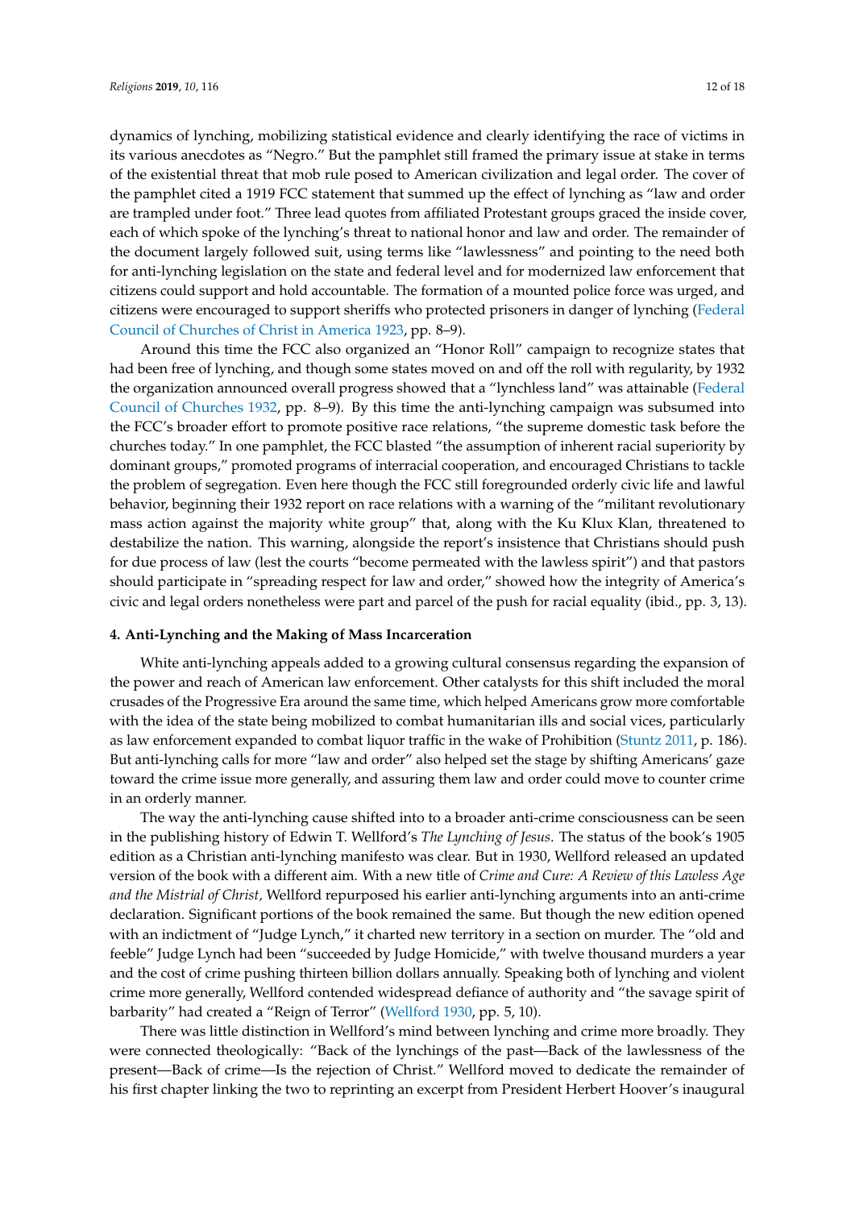dynamics of lynching, mobilizing statistical evidence and clearly identifying the race of victims in its various anecdotes as "Negro." But the pamphlet still framed the primary issue at stake in terms of the existential threat that mob rule posed to American civilization and legal order. The cover of the pamphlet cited a 1919 FCC statement that summed up the effect of lynching as "law and order are trampled under foot." Three lead quotes from affiliated Protestant groups graced the inside cover, each of which spoke of the lynching's threat to national honor and law and order. The remainder of the document largely followed suit, using terms like "lawlessness" and pointing to the need both for anti-lynching legislation on the state and federal level and for modernized law enforcement that citizens could support and hold accountable. The formation of a mounted police force was urged, and citizens were encouraged to support sheriffs who protected prisoners in danger of lynching (Federal Council of Churches of Christ in America 1923, pp. 8–9).

Around this time the FCC also organized an "Honor Roll" campaign to recognize states that had been free of lynching, and though some states moved on and off the roll with regularity, by 1932 the organization announced overall progress showed that a "lynchless land" was attainable (Federal Council of Churches 1932, pp. 8–9). By this time the anti-lynching campaign was subsumed into the FCC's broader effort to promote positive race relations, "the supreme domestic task before the churches today." In one pamphlet, the FCC blasted "the assumption of inherent racial superiority by dominant groups," promoted programs of interracial cooperation, and encouraged Christians to tackle the problem of segregation. Even here though the FCC still foregrounded orderly civic life and lawful behavior, beginning their 1932 report on race relations with a warning of the "militant revolutionary mass action against the majority white group" that, along with the Ku Klux Klan, threatened to destabilize the nation. This warning, alongside the report's insistence that Christians should push for due process of law (lest the courts "become permeated with the lawless spirit") and that pastors should participate in "spreading respect for law and order," showed how the integrity of America's civic and legal orders nonetheless were part and parcel of the push for racial equality (ibid., pp. 3, 13).

## 4. Anti-Lynching and the Making of Mass Incarceration

White anti-lynching appeals added to a growing cultural consensus regarding the expansion of the power and reach of American law enforcement. Other catalysts for this shift included the moral crusades of the Progressive Era around the same time, which helped Americans grow more comfortable with the idea of the state being mobilized to combat humanitarian ills and social vices, particularly as law enforcement expanded to combat liquor traffic in the wake of Prohibition (Stuntz 2011, p. 186). But anti-lynching calls for more "law and order" also helped set the stage by shifting Americans' gaze toward the crime issue more generally, and assuring them law and order could move to counter crime in an orderly manner.

The way the anti-lynching cause shifted into to a broader anti-crime consciousness can be seen in the publishing history of Edwin T. Wellford's *The Lynching of Jesus*. The status of the book's 1905 edition as a Christian anti-lynching manifesto was clear. But in 1930, Wellford released an updated version of the book with a different aim. With a new title of *Crime and Cure: A Review of this Lawless Age and the Mistrial of Christ*, Wellford repurposed his earlier anti-lynching arguments into an anti-crime declaration. Significant portions of the book remained the same. But though the new edition opened with an indictment of "Judge Lynch," it charted new territory in a section on murder. The "old and feeble" Judge Lynch had been "succeeded by Judge Homicide," with twelve thousand murders a year and the cost of crime pushing thirteen billion dollars annually. Speaking both of lynching and violent crime more generally, Wellford contended widespread defiance of authority and "the savage spirit of barbarity" had created a "Reign of Terror" (Wellford 1930, pp. 5, 10).

There was little distinction in Wellford's mind between lynching and crime more broadly. They were connected theologically: "Back of the lynchings of the past—Back of the lawlessness of the present—Back of crime—Is the rejection of Christ." Wellford moved to dedicate the remainder of his first chapter linking the two to reprinting an excerpt from President Herbert Hoover's inaugural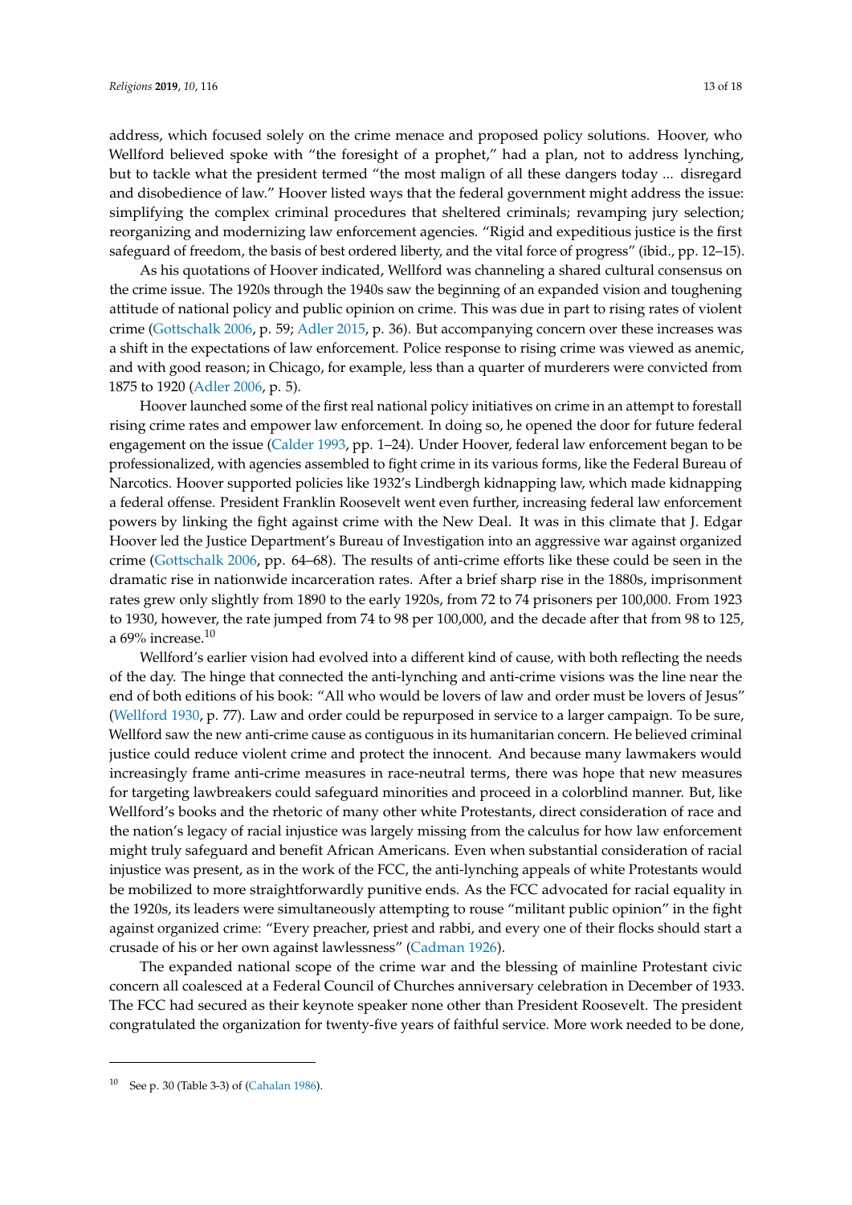address, which focused solely on the crime menace and proposed policy solutions. Hoover, who Wellford believed spoke with "the foresight of a prophet," had a plan, not to address lynching, but to tackle what the president termed "the most malign of all these dangers today ... disregard and disobedience of law." Hoover listed ways that the federal government might address the issue: simplifying the complex criminal procedures that sheltered criminals; revamping jury selection; reorganizing and modernizing law enforcement agencies. "Rigid and expeditious justice is the first safeguard of freedom, the basis of best ordered liberty, and the vital force of progress" (ibid., pp. 12–15).

As his quotations of Hoover indicated, Wellford was channeling a shared cultural consensus on the crime issue. The 1920s through the 1940s saw the beginning of an expanded vision and toughening attitude of national policy and public opinion on crime. This was due in part to rising rates of violent crime (Gottschalk 2006, p. 59; Adler 2015, p. 36). But accompanying concern over these increases was a shift in the expectations of law enforcement. Police response to rising crime was viewed as anemic, and with good reason; in Chicago, for example, less than a quarter of murderers were convicted from 1875 to 1920 (Adler 2006, p. 5).

Hoover launched some of the first real national policy initiatives on crime in an attempt to forestall rising crime rates and empower law enforcement. In doing so, he opened the door for future federal engagement on the issue (Calder 1993, pp. 1–24). Under Hoover, federal law enforcement began to be professionalized, with agencies assembled to fight crime in its various forms, like the Federal Bureau of Narcotics. Hoover supported policies like 1932's Lindbergh kidnapping law, which made kidnapping a federal offense. President Franklin Roosevelt went even further, increasing federal law enforcement powers by linking the fight against crime with the New Deal. It was in this climate that J. Edgar Hoover led the Justice Department's Bureau of Investigation into an aggressive war against organized crime (Gottschalk 2006, pp. 64–68). The results of anti-crime efforts like these could be seen in the dramatic rise in nationwide incarceration rates. After a brief sharp rise in the 1880s, imprisonment rates grew only slightly from 1890 to the early 1920s, from 72 to 74 prisoners per 100,000. From 1923 to 1930, however, the rate jumped from 74 to 98 per 100,000, and the decade after that from 98 to 125, a 69% increase.[10]

Wellford's earlier vision had evolved into a different kind of cause, with both reflecting the needs of the day. The hinge that connected the anti-lynching and anti-crime visions was the line near the end of both editions of his book: "All who would be lovers of law and order must be lovers of Jesus" (Wellford 1930, p. 77). Law and order could be repurposed in service to a larger campaign. To be sure, Wellford saw the new anti-crime cause as contiguous in its humanitarian concern. He believed criminal justice could reduce violent crime and protect the innocent. And because many lawmakers would increasingly frame anti-crime measures in race-neutral terms, there was hope that new measures for targeting lawbreakers could safeguard minorities and proceed in a colorblind manner. But, like Wellford's books and the rhetoric of many other white Protestants, direct consideration of race and the nation's legacy of racial injustice was largely missing from the calculus for how law enforcement might truly safeguard and benefit African Americans. Even when substantial consideration of racial injustice was present, as in the work of the FCC, the anti-lynching appeals of white Protestants would be mobilized to more straightforwardly punitive ends. As the FCC advocated for racial equality in the 1920s, its leaders were simultaneously attempting to rouse "militant public opinion" in the fight against organized crime: "Every preacher, priest and rabbi, and every one of their flocks should start a crusade of his or her own against lawlessness" (Cadman 1926).

The expanded national scope of the crime war and the blessing of mainline Protestant civic concern all coalesced at a Federal Council of Churches anniversary celebration in December of 1933. The FCC had secured as their keynote speaker none other than President Roosevelt. The president congratulated the organization for twenty-five years of faithful service. More work needed to be done,

---

[10] See p. 30 (Table 3-3) of (Cahalan 1986).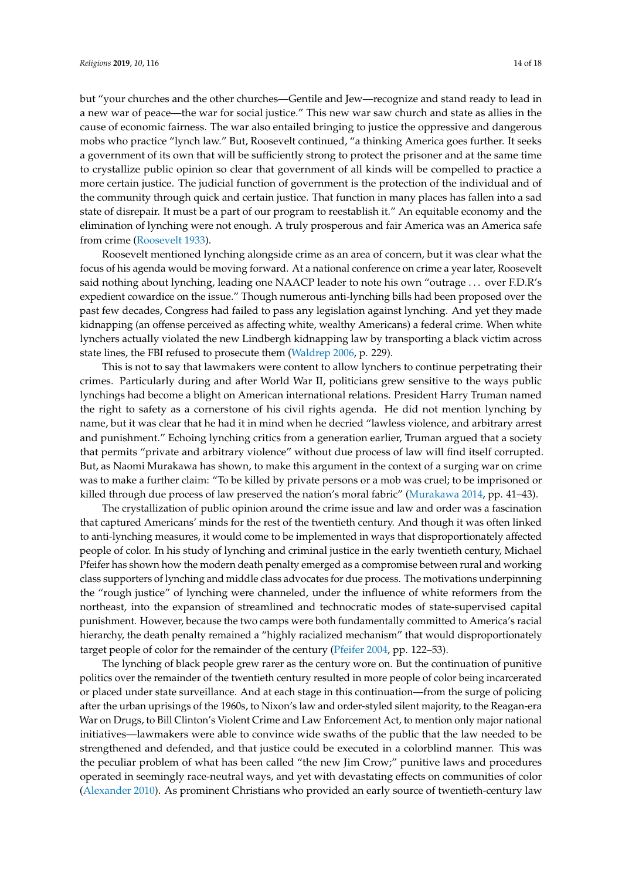but "your churches and the other churches—Gentile and Jew—recognize and stand ready to lead in a new war of peace—the war for social justice." This new war saw church and state as allies in the cause of economic fairness. The war also entailed bringing to justice the oppressive and dangerous mobs who practice "lynch law." But, Roosevelt continued, "a thinking America goes further. It seeks a government of its own that will be sufficiently strong to protect the prisoner and at the same time to crystallize public opinion so clear that government of all kinds will be compelled to practice a more certain justice. The judicial function of government is the protection of the individual and of the community through quick and certain justice. That function in many places has fallen into a sad state of disrepair. It must be a part of our program to reestablish it." An equitable economy and the elimination of lynching were not enough. A truly prosperous and fair America was an America safe from crime (Roosevelt 1933).

Roosevelt mentioned lynching alongside crime as an area of concern, but it was clear what the focus of his agenda would be moving forward. At a national conference on crime a year later, Roosevelt said nothing about lynching, leading one NAACP leader to note his own "outrage ... over F.D.R's expedient cowardice on the issue." Though numerous anti-lynching bills had been proposed over the past few decades, Congress had failed to pass any legislation against lynching. And yet they made kidnapping (an offense perceived as affecting white, wealthy Americans) a federal crime. When white lynchers actually violated the new Lindbergh kidnapping law by transporting a black victim across state lines, the FBI refused to prosecute them (Waldrep 2006, p. 229).

This is not to say that lawmakers were content to allow lynchers to continue perpetrating their crimes. Particularly during and after World War II, politicians grew sensitive to the ways public lynchings had become a blight on American international relations. President Harry Truman named the right to safety as a cornerstone of his civil rights agenda. He did not mention lynching by name, but it was clear that he had it in mind when he decried "lawless violence, and arbitrary arrest and punishment." Echoing lynching critics from a generation earlier, Truman argued that a society that permits "private and arbitrary violence" without due process of law will find itself corrupted. But, as Naomi Murakawa has shown, to make this argument in the context of a surging war on crime was to make a further claim: "To be killed by private persons or a mob was cruel; to be imprisoned or killed through due process of law preserved the nation's moral fabric" (Murakawa 2014, pp. 41–43).

The crystallization of public opinion around the crime issue and law and order was a fascination that captured Americans' minds for the rest of the twentieth century. And though it was often linked to anti-lynching measures, it would come to be implemented in ways that disproportionately affected people of color. In his study of lynching and criminal justice in the early twentieth century, Michael Pfeifer has shown how the modern death penalty emerged as a compromise between rural and working class supporters of lynching and middle class advocates for due process. The motivations underpinning the "rough justice" of lynching were channeled, under the influence of white reformers from the northeast, into the expansion of streamlined and technocratic modes of state-supervised capital punishment. However, because the two camps were both fundamentally committed to America's racial hierarchy, the death penalty remained a "highly racialized mechanism" that would disproportionately target people of color for the remainder of the century (Pfeifer 2004, pp. 122–53).

The lynching of black people grew rarer as the century wore on. But the continuation of punitive politics over the remainder of the twentieth century resulted in more people of color being incarcerated or placed under state surveillance. And at each stage in this continuation—from the surge of policing after the urban uprisings of the 1960s, to Nixon's law and order-styled silent majority, to the Reagan-era War on Drugs, to Bill Clinton's Violent Crime and Law Enforcement Act, to mention only major national initiatives—lawmakers were able to convince wide swaths of the public that the law needed to be strengthened and defended, and that justice could be executed in a colorblind manner. This was the peculiar problem of what has been called "the new Jim Crow;" punitive laws and procedures operated in seemingly race-neutral ways, and yet with devastating effects on communities of color (Alexander 2010). As prominent Christians who provided an early source of twentieth-century law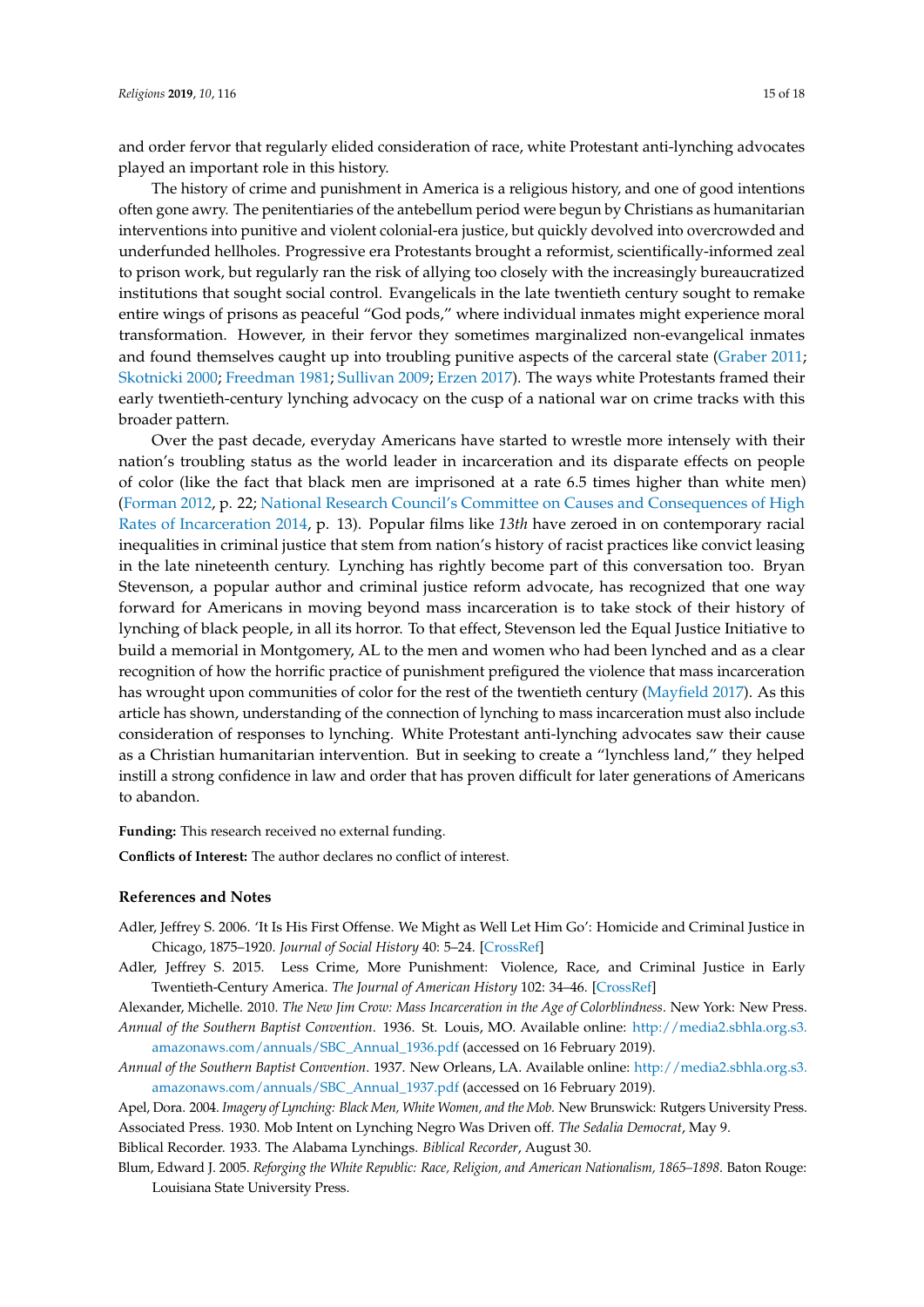and order fervor that regularly elided consideration of race, white Protestant anti-lynching advocates played an important role in this history.

The history of crime and punishment in America is a religious history, and one of good intentions often gone awry. The penitentiaries of the antebellum period were begun by Christians as humanitarian interventions into punitive and violent colonial-era justice, but quickly devolved into overcrowded and underfunded hellholes. Progressive era Protestants brought a reformist, scientifically-informed zeal to prison work, but regularly ran the risk of allying too closely with the increasingly bureaucratized institutions that sought social control. Evangelicals in the late twentieth century sought to remake entire wings of prisons as peaceful "God pods," where individual inmates might experience moral transformation. However, in their fervor they sometimes marginalized non-evangelical inmates and found themselves caught up into troubling punitive aspects of the carceral state (Graber 2011; Skotnicki 2000; Freedman 1981; Sullivan 2009; Erzen 2017). The ways white Protestants framed their early twentieth-century lynching advocacy on the cusp of a national war on crime tracks with this broader pattern.

Over the past decade, everyday Americans have started to wrestle more intensely with their nation's troubling status as the world leader in incarceration and its disparate effects on people of color (like the fact that black men are imprisoned at a rate 6.5 times higher than white men) (Forman 2012, p. 22; National Research Council's Committee on Causes and Consequences of High Rates of Incarceration 2014, p. 13). Popular films like *13th* have zeroed in on contemporary racial inequalities in criminal justice that stem from nation's history of racist practices like convict leasing in the late nineteenth century. Lynching has rightly become part of this conversation too. Bryan Stevenson, a popular author and criminal justice reform advocate, has recognized that one way forward for Americans in moving beyond mass incarceration is to take stock of their history of lynching of black people, in all its horror. To that effect, Stevenson led the Equal Justice Initiative to build a memorial in Montgomery, AL to the men and women who had been lynched and as a clear recognition of how the horrific practice of punishment prefigured the violence that mass incarceration has wrought upon communities of color for the rest of the twentieth century (Mayfield 2017). As this article has shown, understanding of the connection of lynching to mass incarceration must also include consideration of responses to lynching. White Protestant anti-lynching advocates saw their cause as a Christian humanitarian intervention. But in seeking to create a "lynchless land," they helped instill a strong confidence in law and order that has proven difficult for later generations of Americans to abandon.

**Funding:** This research received no external funding.

**Conflicts of Interest:** The author declares no conflict of interest.

### References and Notes

Adler, Jeffrey S. 2006. 'It Is His First Offense. We Might as Well Let Him Go': Homicide and Criminal Justice in Chicago, 1875–1920. *Journal of Social History* 40: 5–24. [CrossRef]

Adler, Jeffrey S. 2015. Less Crime, More Punishment: Violence, Race, and Criminal Justice in Early Twentieth-Century America. *The Journal of American History* 102: 34–46. [CrossRef]

Alexander, Michelle. 2010. *The New Jim Crow: Mass Incarceration in the Age of Colorblindness*. New York: New Press.

*Annual of the Southern Baptist Convention*. 1936. St. Louis, MO. Available online: http://media2.sbhla.org.s3.amazonaws.com/annuals/SBC_Annual_1936.pdf (accessed on 16 February 2019).

*Annual of the Southern Baptist Convention*. 1937. New Orleans, LA. Available online: http://media2.sbhla.org.s3.amazonaws.com/annuals/SBC_Annual_1937.pdf (accessed on 16 February 2019).

Apel, Dora. 2004. *Imagery of Lynching: Black Men, White Women, and the Mob*. New Brunswick: Rutgers University Press.

Associated Press. 1930. Mob Intent on Lynching Negro Was Driven off. *The Sedalia Democrat*, May 9.

Biblical Recorder. 1933. The Alabama Lynchings. *Biblical Recorder*, August 30.

Blum, Edward J. 2005. *Reforging the White Republic: Race, Religion, and American Nationalism, 1865–1898*. Baton Rouge: Louisiana State University Press.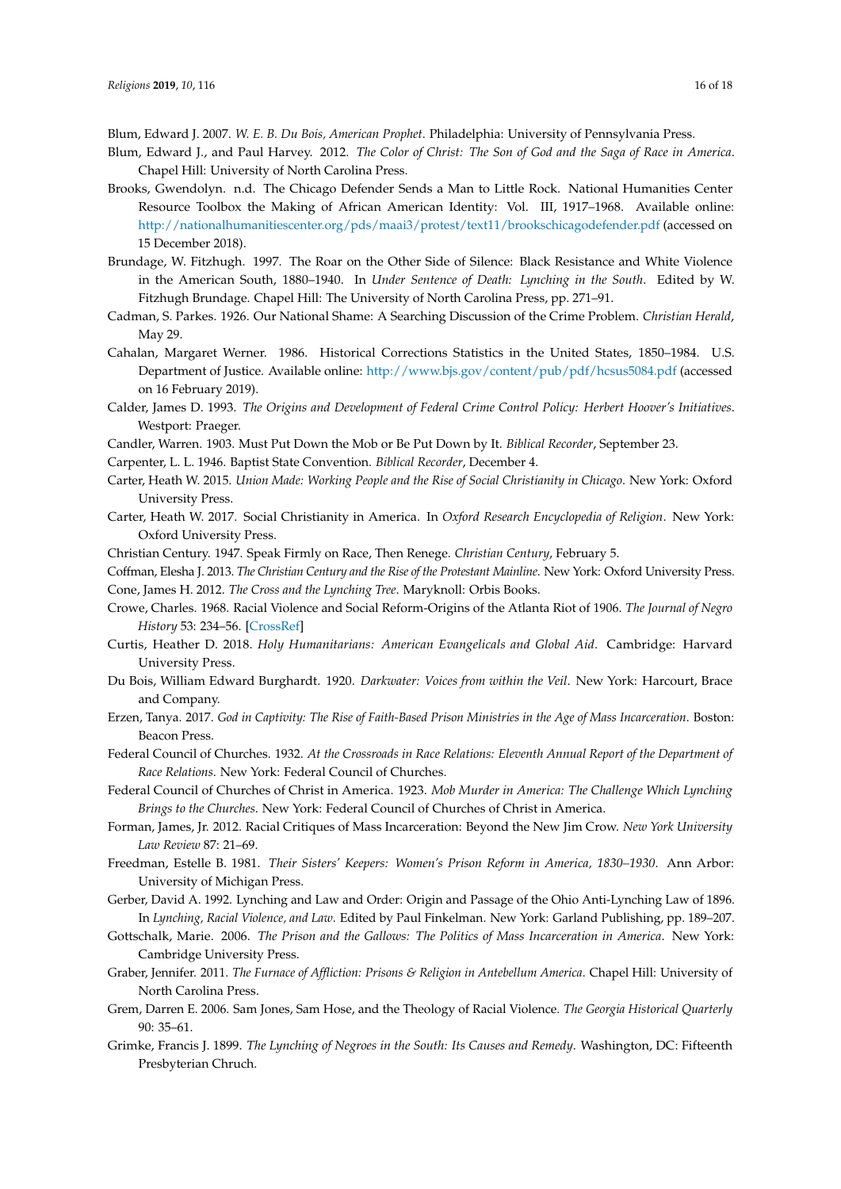Blum, Edward J. 2007. *W. E. B. Du Bois, American Prophet*. Philadelphia: University of Pennsylvania Press.

Blum, Edward J., and Paul Harvey. 2012. *The Color of Christ: The Son of God and the Saga of Race in America*. Chapel Hill: University of North Carolina Press.

Brooks, Gwendolyn. n.d. The Chicago Defender Sends a Man to Little Rock. National Humanities Center Resource Toolbox the Making of African American Identity: Vol. III, 1917–1968. Available online: http://nationalhumanitiescenter.org/pds/maai3/protest/text11/brookschicagodefender.pdf (accessed on 15 December 2018).

Brundage, W. Fitzhugh. 1997. The Roar on the Other Side of Silence: Black Resistance and White Violence in the American South, 1880–1940. In *Under Sentence of Death: Lynching in the South*. Edited by W. Fitzhugh Brundage. Chapel Hill: The University of North Carolina Press, pp. 271–91.

Cadman, S. Parkes. 1926. Our National Shame: A Searching Discussion of the Crime Problem. *Christian Herald*, May 29.

Cahalan, Margaret Werner. 1986. Historical Corrections Statistics in the United States, 1850–1984. U.S. Department of Justice. Available online: http://www.bjs.gov/content/pub/pdf/hcsus5084.pdf (accessed on 16 February 2019).

Calder, James D. 1993. *The Origins and Development of Federal Crime Control Policy: Herbert Hoover's Initiatives*. Westport: Praeger.

Candler, Warren. 1903. Must Put Down the Mob or Be Put Down by It. *Biblical Recorder*, September 23.

Carpenter, L. L. 1946. Baptist State Convention. *Biblical Recorder*, December 4.

Carter, Heath W. 2015. *Union Made: Working People and the Rise of Social Christianity in Chicago*. New York: Oxford University Press.

Carter, Heath W. 2017. Social Christianity in America. In *Oxford Research Encyclopedia of Religion*. New York: Oxford University Press.

Christian Century. 1947. Speak Firmly on Race, Then Renege. *Christian Century*, February 5.

Coffman, Elesha J. 2013. *The Christian Century and the Rise of the Protestant Mainline*. New York: Oxford University Press.

Cone, James H. 2012. *The Cross and the Lynching Tree*. Maryknoll: Orbis Books.

Crowe, Charles. 1968. Racial Violence and Social Reform-Origins of the Atlanta Riot of 1906. *The Journal of Negro History* 53: 234–56. [CrossRef]

Curtis, Heather D. 2018. *Holy Humanitarians: American Evangelicals and Global Aid*. Cambridge: Harvard University Press.

Du Bois, William Edward Burghardt. 1920. *Darkwater: Voices from within the Veil*. New York: Harcourt, Brace and Company.

Erzen, Tanya. 2017. *God in Captivity: The Rise of Faith-Based Prison Ministries in the Age of Mass Incarceration*. Boston: Beacon Press.

Federal Council of Churches. 1932. *At the Crossroads in Race Relations: Eleventh Annual Report of the Department of Race Relations*. New York: Federal Council of Churches.

Federal Council of Churches of Christ in America. 1923. *Mob Murder in America: The Challenge Which Lynching Brings to the Churches*. New York: Federal Council of Churches of Christ in America.

Forman, James, Jr. 2012. Racial Critiques of Mass Incarceration: Beyond the New Jim Crow. *New York University Law Review* 87: 21–69.

Freedman, Estelle B. 1981. *Their Sisters' Keepers: Women's Prison Reform in America, 1830–1930*. Ann Arbor: University of Michigan Press.

Gerber, David A. 1992. Lynching and Law and Order: Origin and Passage of the Ohio Anti-Lynching Law of 1896. In *Lynching, Racial Violence, and Law*. Edited by Paul Finkelman. New York: Garland Publishing, pp. 189–207.

Gottschalk, Marie. 2006. *The Prison and the Gallows: The Politics of Mass Incarceration in America*. New York: Cambridge University Press.

Graber, Jennifer. 2011. *The Furnace of Affliction: Prisons & Religion in Antebellum America*. Chapel Hill: University of North Carolina Press.

Grem, Darren E. 2006. Sam Jones, Sam Hose, and the Theology of Racial Violence. *The Georgia Historical Quarterly* 90: 35–61.

Grimke, Francis J. 1899. *The Lynching of Negroes in the South: Its Causes and Remedy*. Washington, DC: Fifteenth Presbyterian Chruch.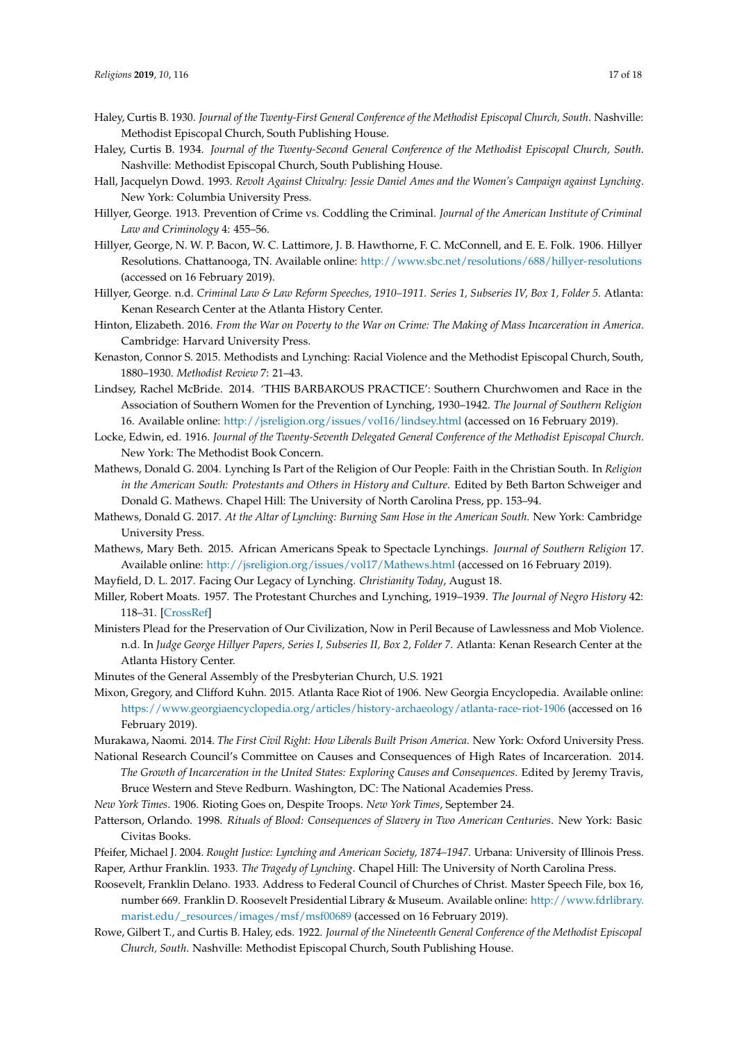Haley, Curtis B. 1930. *Journal of the Twenty-First General Conference of the Methodist Episcopal Church, South*. Nashville: Methodist Episcopal Church, South Publishing House.

Haley, Curtis B. 1934. *Journal of the Twenty-Second General Conference of the Methodist Episcopal Church, South*. Nashville: Methodist Episcopal Church, South Publishing House.

Hall, Jacquelyn Dowd. 1993. *Revolt Against Chivalry: Jessie Daniel Ames and the Women's Campaign against Lynching*. New York: Columbia University Press.

Hillyer, George. 1913. Prevention of Crime vs. Coddling the Criminal. *Journal of the American Institute of Criminal Law and Criminology* 4: 455–56.

Hillyer, George, N. W. P. Bacon, W. C. Lattimore, J. B. Hawthorne, F. C. McConnell, and E. E. Folk. 1906. Hillyer Resolutions. Chattanooga, TN. Available online: http://www.sbc.net/resolutions/688/hillyer-resolutions (accessed on 16 February 2019).

Hillyer, George. n.d. *Criminal Law & Law Reform Speeches, 1910–1911. Series 1, Subseries IV, Box 1, Folder 5*. Atlanta: Kenan Research Center at the Atlanta History Center.

Hinton, Elizabeth. 2016. *From the War on Poverty to the War on Crime: The Making of Mass Incarceration in America*. Cambridge: Harvard University Press.

Kenaston, Connor S. 2015. Methodists and Lynching: Racial Violence and the Methodist Episcopal Church, South, 1880–1930. *Methodist Review* 7: 21–43.

Lindsey, Rachel McBride. 2014. 'THIS BARBAROUS PRACTICE': Southern Churchwomen and Race in the Association of Southern Women for the Prevention of Lynching, 1930–1942. *The Journal of Southern Religion* 16. Available online: http://jsreligion.org/issues/vol16/lindsey.html (accessed on 16 February 2019).

Locke, Edwin, ed. 1916. *Journal of the Twenty-Seventh Delegated General Conference of the Methodist Episcopal Church*. New York: The Methodist Book Concern.

Mathews, Donald G. 2004. Lynching Is Part of the Religion of Our People: Faith in the Christian South. In *Religion in the American South: Protestants and Others in History and Culture*. Edited by Beth Barton Schweiger and Donald G. Mathews. Chapel Hill: The University of North Carolina Press, pp. 153–94.

Mathews, Donald G. 2017. *At the Altar of Lynching: Burning Sam Hose in the American South*. New York: Cambridge University Press.

Mathews, Mary Beth. 2015. African Americans Speak to Spectacle Lynchings. *Journal of Southern Religion* 17. Available online: http://jsreligion.org/issues/vol17/Mathews.html (accessed on 16 February 2019).

Mayfield, D. L. 2017. Facing Our Legacy of Lynching. *Christianity Today*, August 18.

Miller, Robert Moats. 1957. The Protestant Churches and Lynching, 1919–1939. *The Journal of Negro History* 42: 118–31. [CrossRef]

Ministers Plead for the Preservation of Our Civilization, Now in Peril Because of Lawlessness and Mob Violence. n.d. In *Judge George Hillyer Papers, Series I, Subseries II, Box 2, Folder 7*. Atlanta: Kenan Research Center at the Atlanta History Center.

Minutes of the General Assembly of the Presbyterian Church, U.S. 1921

Mixon, Gregory, and Clifford Kuhn. 2015. Atlanta Race Riot of 1906. New Georgia Encyclopedia. Available online: https://www.georgiaencyclopedia.org/articles/history-archaeology/atlanta-race-riot-1906 (accessed on 16 February 2019).

Murakawa, Naomi. 2014. *The First Civil Right: How Liberals Built Prison America*. New York: Oxford University Press.

National Research Council's Committee on Causes and Consequences of High Rates of Incarceration. 2014. *The Growth of Incarceration in the United States: Exploring Causes and Consequences*. Edited by Jeremy Travis, Bruce Western and Steve Redburn. Washington, DC: The National Academies Press.

*New York Times*. 1906. Rioting Goes on, Despite Troops. *New York Times*, September 24.

Patterson, Orlando. 1998. *Rituals of Blood: Consequences of Slavery in Two American Centuries*. New York: Basic Civitas Books.

Pfeifer, Michael J. 2004. *Rought Justice: Lynching and American Society, 1874–1947*. Urbana: University of Illinois Press.

Raper, Arthur Franklin. 1933. *The Tragedy of Lynching*. Chapel Hill: The University of North Carolina Press.

Roosevelt, Franklin Delano. 1933. Address to Federal Council of Churches of Christ. Master Speech File, box 16, number 669. Franklin D. Roosevelt Presidential Library & Museum. Available online: http://www.fdrlibrary.marist.edu/_resources/images/msf/msf00689 (accessed on 16 February 2019).

Rowe, Gilbert T., and Curtis B. Haley, eds. 1922. *Journal of the Nineteenth General Conference of the Methodist Episcopal Church, South*. Nashville: Methodist Episcopal Church, South Publishing House.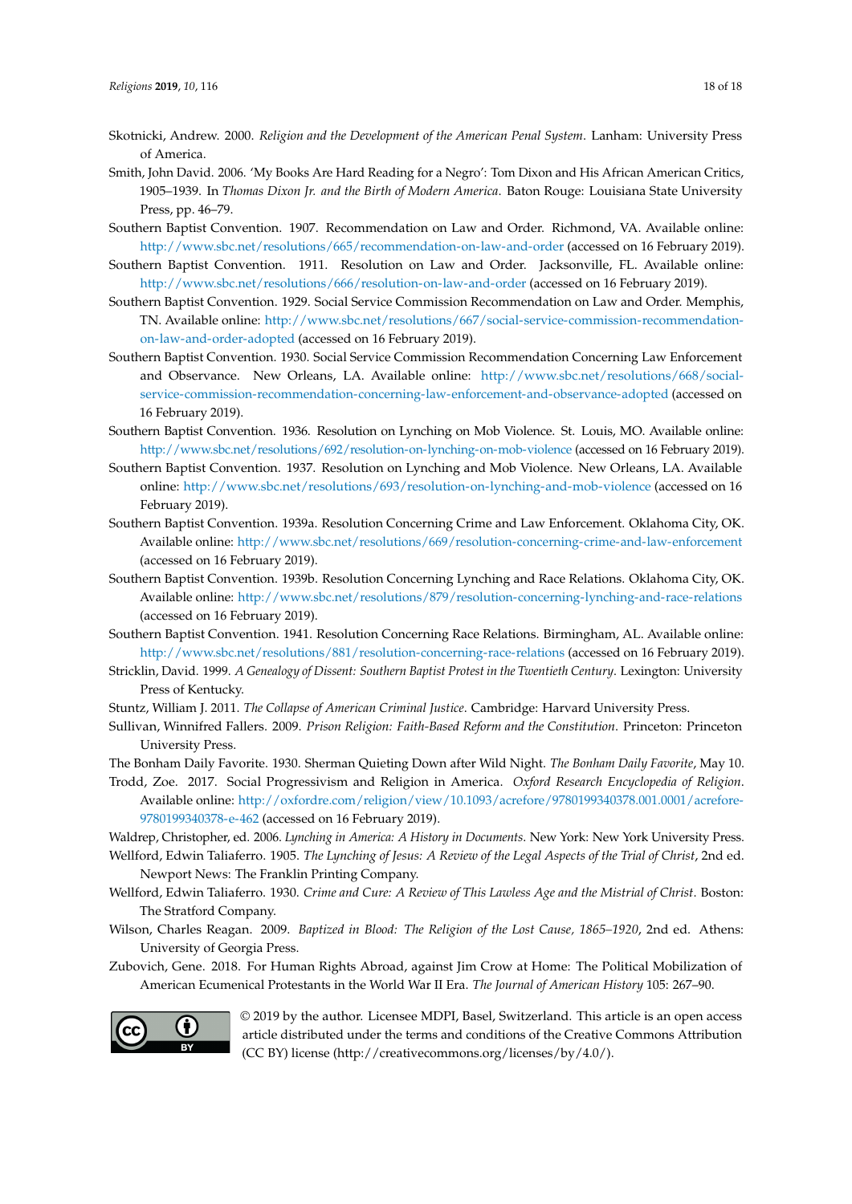Skotnicki, Andrew. 2000. *Religion and the Development of the American Penal System*. Lanham: University Press of America.

Smith, John David. 2006. 'My Books Are Hard Reading for a Negro': Tom Dixon and His African American Critics, 1905–1939. In *Thomas Dixon Jr. and the Birth of Modern America*. Baton Rouge: Louisiana State University Press, pp. 46–79.

Southern Baptist Convention. 1907. Recommendation on Law and Order. Richmond, VA. Available online: http://www.sbc.net/resolutions/665/recommendation-on-law-and-order (accessed on 16 February 2019).

Southern Baptist Convention. 1911. Resolution on Law and Order. Jacksonville, FL. Available online: http://www.sbc.net/resolutions/666/resolution-on-law-and-order (accessed on 16 February 2019).

Southern Baptist Convention. 1929. Social Service Commission Recommendation on Law and Order. Memphis, TN. Available online: http://www.sbc.net/resolutions/667/social-service-commission-recommendation-on-law-and-order-adopted (accessed on 16 February 2019).

Southern Baptist Convention. 1930. Social Service Commission Recommendation Concerning Law Enforcement and Observance. New Orleans, LA. Available online: http://www.sbc.net/resolutions/668/social-service-commission-recommendation-concerning-law-enforcement-and-observance-adopted (accessed on 16 February 2019).

Southern Baptist Convention. 1936. Resolution on Lynching on Mob Violence. St. Louis, MO. Available online: http://www.sbc.net/resolutions/692/resolution-on-lynching-on-mob-violence (accessed on 16 February 2019).

Southern Baptist Convention. 1937. Resolution on Lynching and Mob Violence. New Orleans, LA. Available online: http://www.sbc.net/resolutions/693/resolution-on-lynching-and-mob-violence (accessed on 16 February 2019).

Southern Baptist Convention. 1939a. Resolution Concerning Crime and Law Enforcement. Oklahoma City, OK. Available online: http://www.sbc.net/resolutions/669/resolution-concerning-crime-and-law-enforcement (accessed on 16 February 2019).

Southern Baptist Convention. 1939b. Resolution Concerning Lynching and Race Relations. Oklahoma City, OK. Available online: http://www.sbc.net/resolutions/879/resolution-concerning-lynching-and-race-relations (accessed on 16 February 2019).

Southern Baptist Convention. 1941. Resolution Concerning Race Relations. Birmingham, AL. Available online: http://www.sbc.net/resolutions/881/resolution-concerning-race-relations (accessed on 16 February 2019).

Stricklin, David. 1999. *A Genealogy of Dissent: Southern Baptist Protest in the Twentieth Century*. Lexington: University Press of Kentucky.

Stuntz, William J. 2011. *The Collapse of American Criminal Justice*. Cambridge: Harvard University Press.

Sullivan, Winnifred Fallers. 2009. *Prison Religion: Faith-Based Reform and the Constitution*. Princeton: Princeton University Press.

The Bonham Daily Favorite. 1930. Sherman Quieting Down after Wild Night. *The Bonham Daily Favorite*, May 10.

Trodd, Zoe. 2017. Social Progressivism and Religion in America. *Oxford Research Encyclopedia of Religion*. Available online: http://oxfordre.com/religion/view/10.1093/acrefore/9780199340378.001.0001/acrefore-9780199340378-e-462 (accessed on 16 February 2019).

Waldrep, Christopher, ed. 2006. *Lynching in America: A History in Documents*. New York: New York University Press.

Wellford, Edwin Taliaferro. 1905. *The Lynching of Jesus: A Review of the Legal Aspects of the Trial of Christ*, 2nd ed. Newport News: The Franklin Printing Company.

Wellford, Edwin Taliaferro. 1930. *Crime and Cure: A Review of This Lawless Age and the Mistrial of Christ*. Boston: The Stratford Company.

Wilson, Charles Reagan. 2009. *Baptized in Blood: The Religion of the Lost Cause, 1865–1920*, 2nd ed. Athens: University of Georgia Press.

Zubovich, Gene. 2018. For Human Rights Abroad, against Jim Crow at Home: The Political Mobilization of American Ecumenical Protestants in the World War II Era. *The Journal of American History* 105: 267–90.

© 2019 by the author. Licensee MDPI, Basel, Switzerland. This article is an open access article distributed under the terms and conditions of the Creative Commons Attribution (CC BY) license (http://creativecommons.org/licenses/by/4.0/).